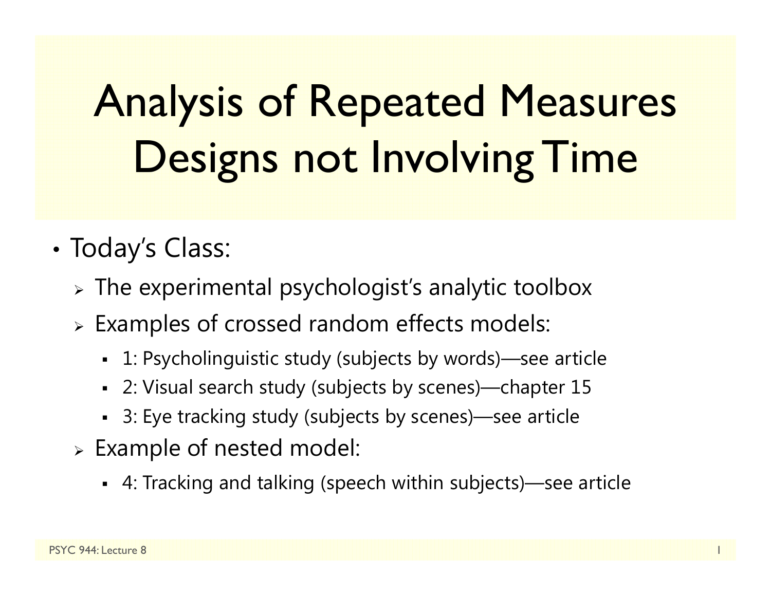# Analysis of Repeated Measures Designs not Involving Time

- Today's Class:
  - The experimental psychologist's analytic toolbox
  - Examples of crossed random effects models:
    - 1: Psycholinguistic study (subjects by words)—see article
    - 2: Visual search study (subjects by scenes)—chapter 15
    - 3: Eye tracking study (subjects by scenes)—see article
  - Example of nested model:
    - 4: Tracking and talking (speech within subjects)—see article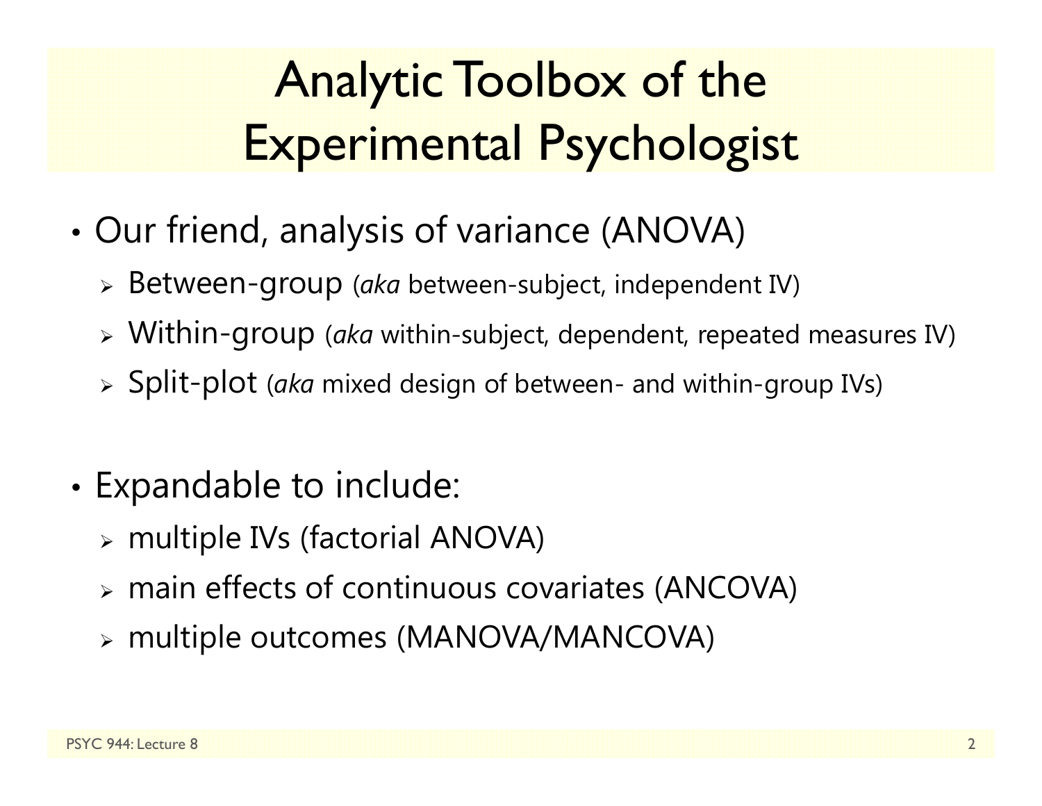# Analytic Toolbox of the Experimental Psychologist

- Our friend, analysis of variance (ANOVA)
  - Between-group (*aka* between-subject, independent IV)
  - Within-group (*aka* within-subject, dependent, repeated measures IV)
  - Split-plot (*aka* mixed design of between- and within-group IVs)

- Expandable to include:
  - multiple IVs (factorial ANOVA)
  - main effects of continuous covariates (ANCOVA)
  - multiple outcomes (MANOVA/MANCOVA)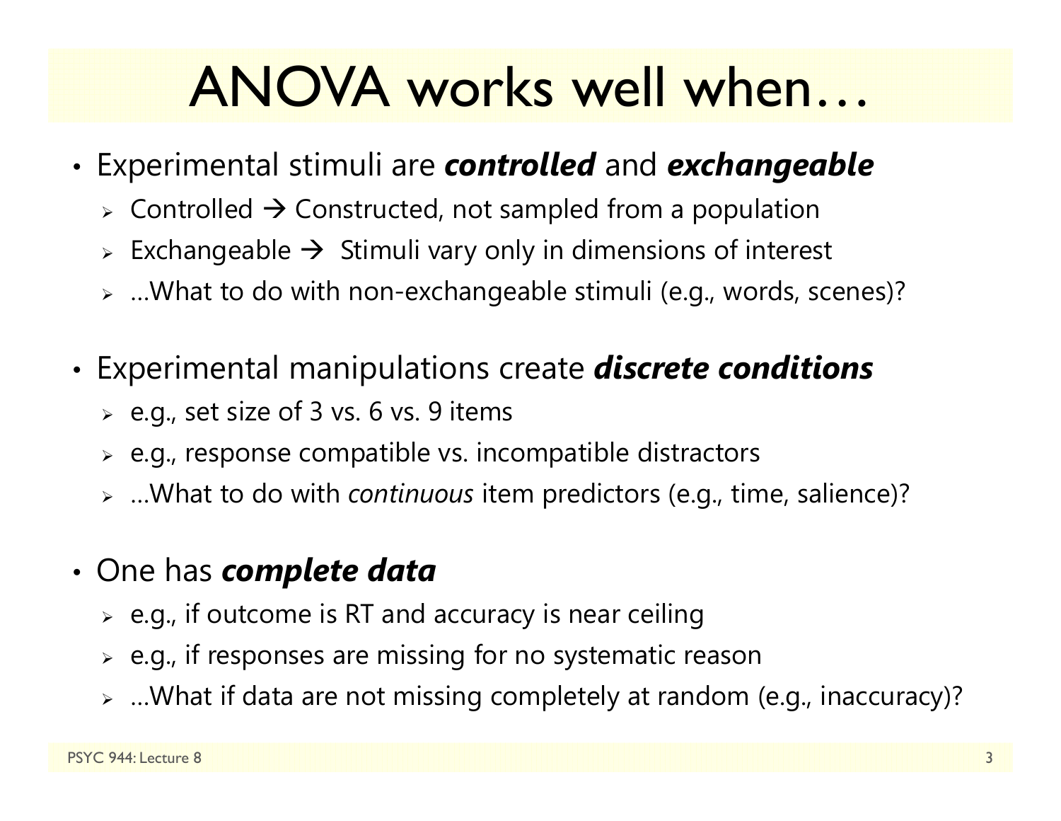# ANOVA works well when…

- Experimental stimuli are ***controlled*** and ***exchangeable***
  - Controlled → Constructed, not sampled from a population
  - Exchangeable → Stimuli vary only in dimensions of interest
  - …What to do with non-exchangeable stimuli (e.g., words, scenes)?

- Experimental manipulations create ***discrete conditions***
  - e.g., set size of 3 vs. 6 vs. 9 items
  - e.g., response compatible vs. incompatible distractors
  - …What to do with *continuous* item predictors (e.g., time, salience)?

- One has ***complete data***
  - e.g., if outcome is RT and accuracy is near ceiling
  - e.g., if responses are missing for no systematic reason
  - …What if data are not missing completely at random (e.g., inaccuracy)?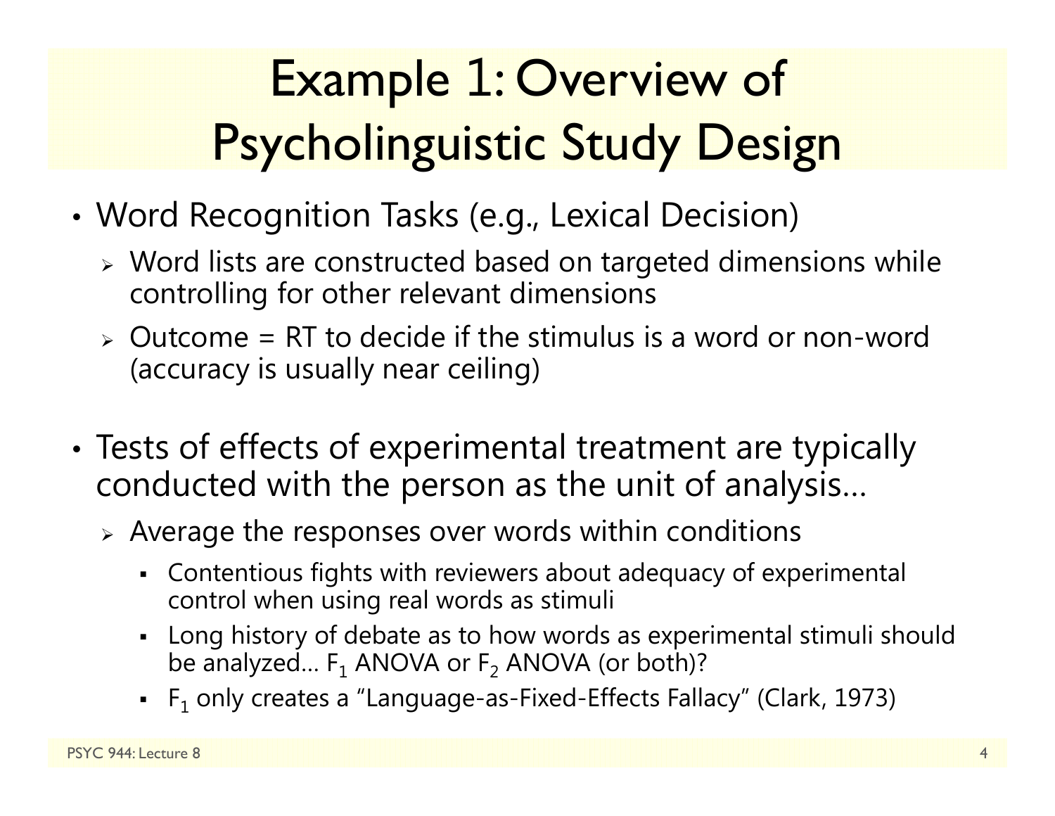# Example 1: Overview of Psycholinguistic Study Design

- Word Recognition Tasks (e.g., Lexical Decision)
  - Word lists are constructed based on targeted dimensions while controlling for other relevant dimensions
  - Outcome = RT to decide if the stimulus is a word or non-word (accuracy is usually near ceiling)

- Tests of effects of experimental treatment are typically conducted with the person as the unit of analysis…
  - Average the responses over words within conditions
    - Contentious fights with reviewers about adequacy of experimental control when using real words as stimuli
    - Long history of debate as to how words as experimental stimuli should be analyzed… $F_1$ ANOVA or $F_2$ ANOVA (or both)?
    - $F_1$ only creates a "Language-as-Fixed-Effects Fallacy" (Clark, 1973)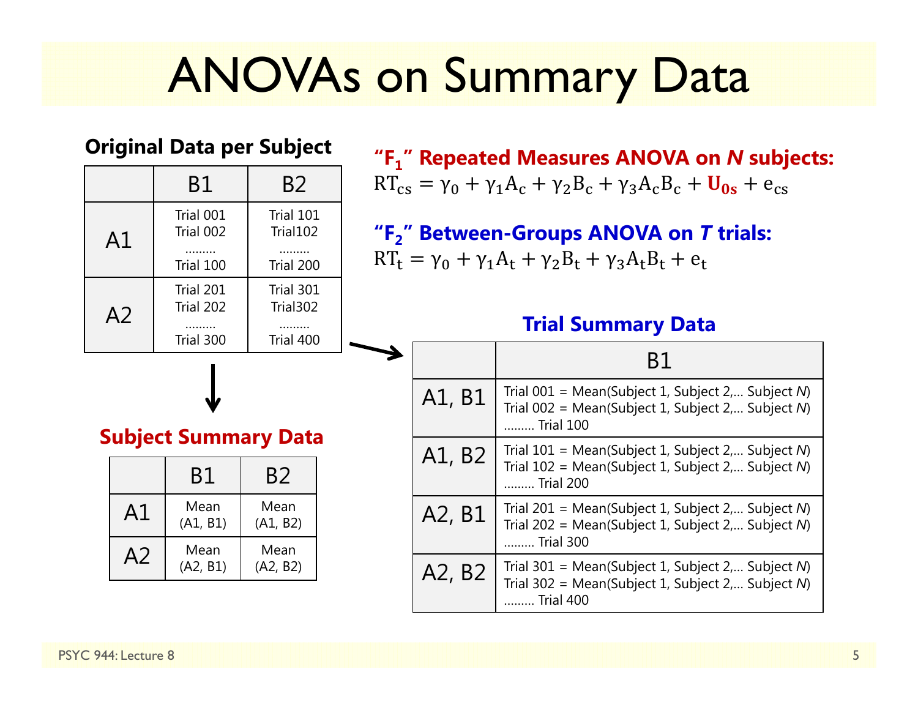# ANOVAs on Summary Data

**Original Data per Subject**

| | B1 | B2 |
|---|---|---|
| A1 | Trial 001<br>Trial 002<br>.........<br>Trial 100 | Trial 101<br>Trial102<br>.........<br>Trial 200 |
| A2 | Trial 201<br>Trial 202<br>.........<br>Trial 300 | Trial 301<br>Trial302<br>.........<br>Trial 400 |

**Subject Summary Data**

| | B1 | B2 |
|---|---|---|
| A1 | Mean (A1, B1) | Mean (A1, B2) |
| A2 | Mean (A2, B1) | Mean (A2, B2) |

**"$F_1$" Repeated Measures ANOVA on *N* subjects:**

$$\mathrm{RT}_{cs} = \gamma_0 + \gamma_1 \mathrm{A}_c + \gamma_2 \mathrm{B}_c + \gamma_3 \mathrm{A}_c \mathrm{B}_c + \mathbf{U_{0s}} + \mathrm{e}_{cs}$$

**"$F_2$" Between-Groups ANOVA on *T* trials:**

$$\mathrm{RT}_t = \gamma_0 + \gamma_1 \mathrm{A}_t + \gamma_2 \mathrm{B}_t + \gamma_3 \mathrm{A}_t \mathrm{B}_t + \mathrm{e}_t$$

**Trial Summary Data**

| | B1 |
|---|---|
| A1, B1 | Trial 001 = Mean(Subject 1, Subject 2,... Subject *N*)<br>Trial 002 = Mean(Subject 1, Subject 2,... Subject *N*)<br>......... Trial 100 |
| A1, B2 | Trial 101 = Mean(Subject 1, Subject 2,... Subject *N*)<br>Trial 102 = Mean(Subject 1, Subject 2,... Subject *N*)<br>......... Trial 200 |
| A2, B1 | Trial 201 = Mean(Subject 1, Subject 2,... Subject *N*)<br>Trial 202 = Mean(Subject 1, Subject 2,... Subject *N*)<br>......... Trial 300 |
| A2, B2 | Trial 301 = Mean(Subject 1, Subject 2,... Subject *N*)<br>Trial 302 = Mean(Subject 1, Subject 2,... Subject *N*)<br>......... Trial 400 |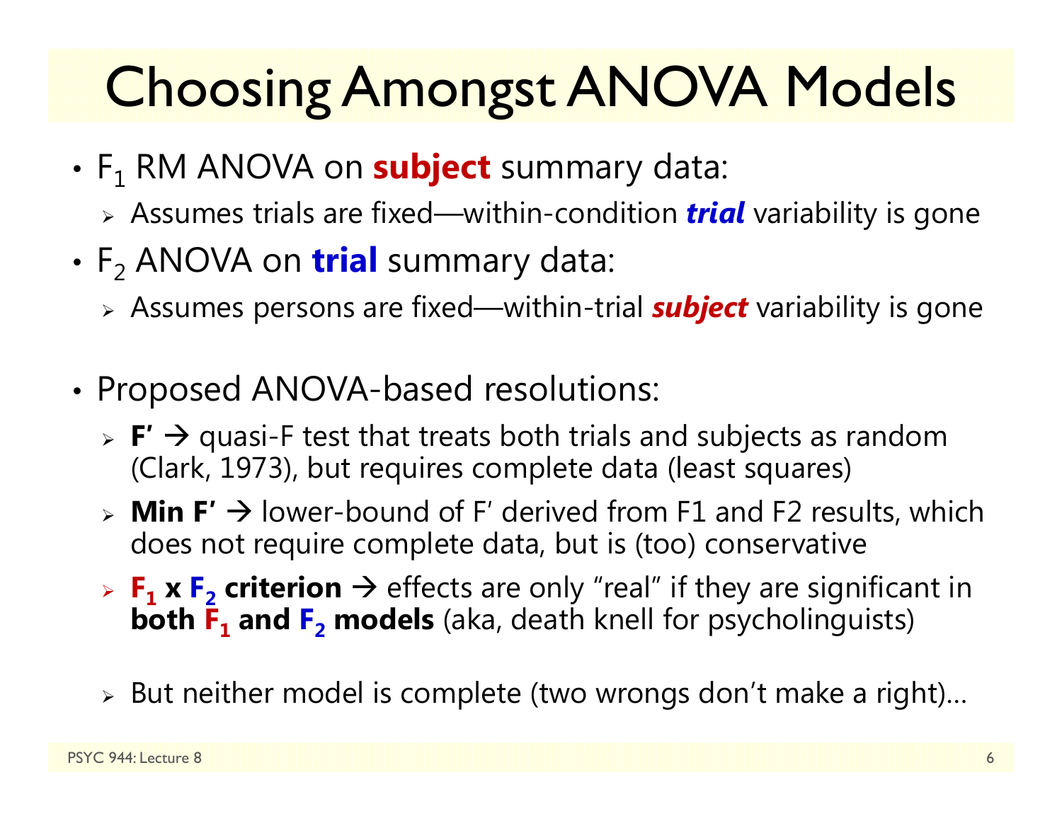# Choosing Amongst ANOVA Models

- $F_1$ RM ANOVA on **subject** summary data:
  - Assumes trials are fixed—within-condition ***trial*** variability is gone
- $F_2$ ANOVA on **trial** summary data:
  - Assumes persons are fixed—within-trial ***subject*** variability is gone

- Proposed ANOVA-based resolutions:
  - **F′** → quasi-F test that treats both trials and subjects as random (Clark, 1973), but requires complete data (least squares)
  - **Min F′** → lower-bound of F′ derived from F1 and F2 results, which does not require complete data, but is (too) conservative
  - **$F_1$ x $F_2$ criterion** → effects are only "real" if they are significant in **both $F_1$ and $F_2$ models** (aka, death knell for psycholinguists)

  - But neither model is complete (two wrongs don't make a right)…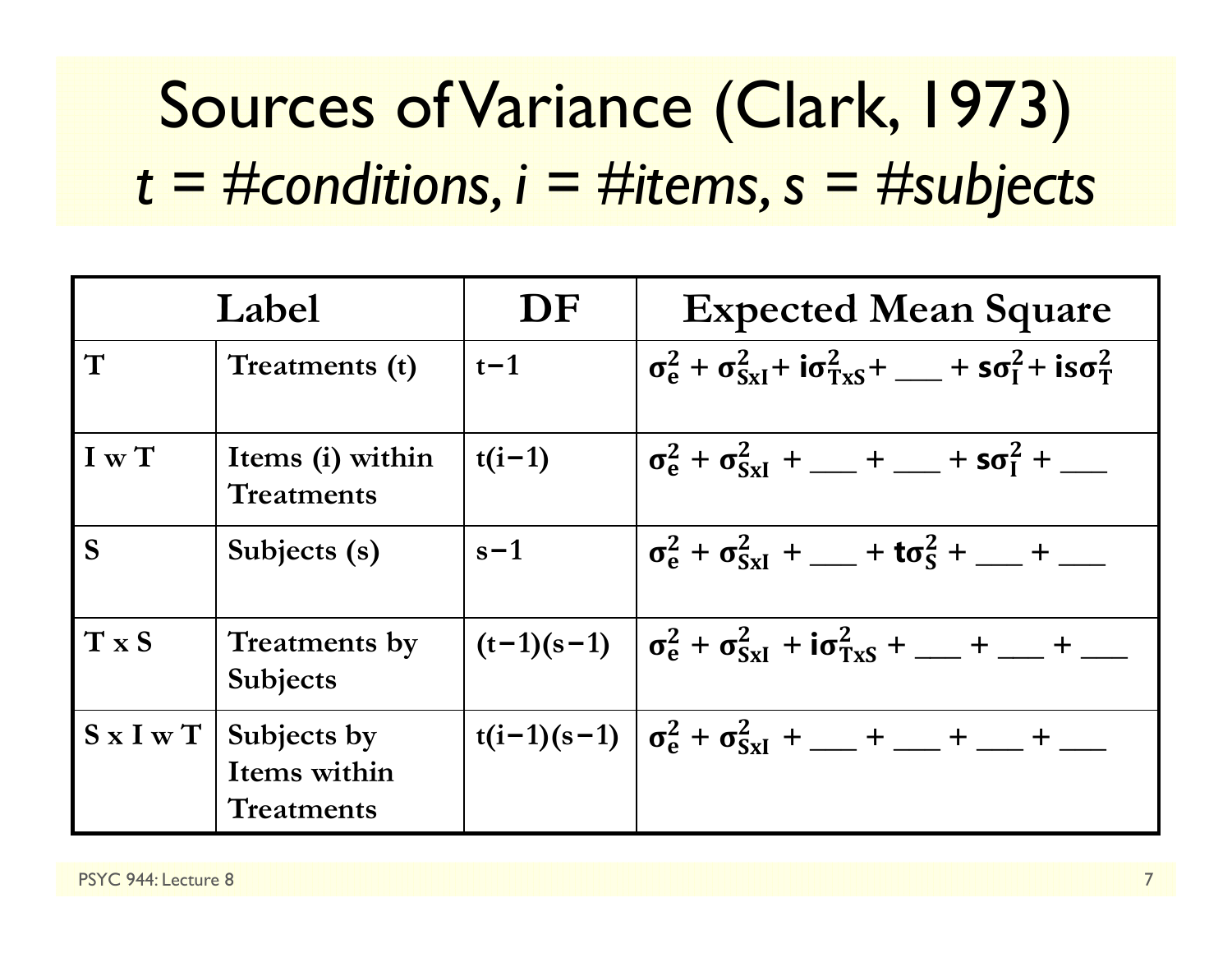# Sources of Variance (Clark, 1973)

## *t = #conditions, i = #items, s = #subjects*

| Label | | DF | Expected Mean Square |
|---|---|---|---|
| **T** | **Treatments (t)** | $t-1$ | $\sigma_e^2 + \sigma_{SxI}^2 + i\sigma_{TxS}^2 +$ ___ $+ s\sigma_I^2 + is\sigma_T^2$ |
| **I w T** | **Items (i) within Treatments** | $t(i-1)$ | $\sigma_e^2 + \sigma_{SxI}^2 +$ ___ $+$ ___ $+ s\sigma_I^2 +$ ___ |
| **S** | **Subjects (s)** | $s-1$ | $\sigma_e^2 + \sigma_{SxI}^2 +$ ___ $+ t\sigma_S^2 +$ ___ $+$ ___ |
| **T x S** | **Treatments by Subjects** | $(t-1)(s-1)$ | $\sigma_e^2 + \sigma_{SxI}^2 + i\sigma_{TxS}^2 +$ ___ $+$ ___ $+$ ___ |
| **S x I w T** | **Subjects by Items within Treatments** | $t(i-1)(s-1)$ | $\sigma_e^2 + \sigma_{SxI}^2 +$ ___ $+$ ___ $+$ ___ $+$ ___ |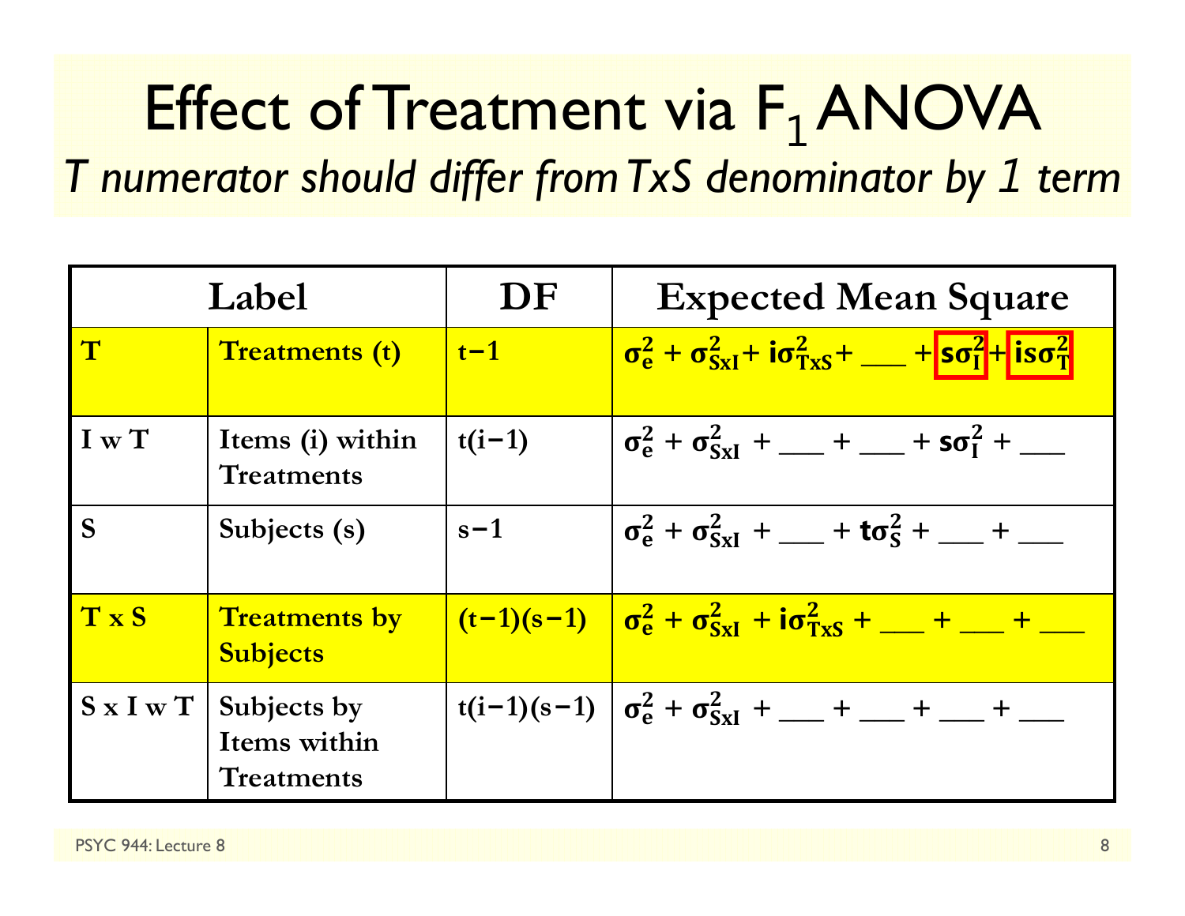# Effect of Treatment via $F_1$ ANOVA

*T numerator should differ from TxS denominator by 1 term*

| Label | | DF | Expected Mean Square |
|---|---|---|---|
| **T** | **Treatments (t)** | $t-1$ | $\sigma_e^2 + \sigma_{SxI}^2 + i\sigma_{TxS}^2 +$ ___ $+ s\sigma_I^2 + is\sigma_T^2$ |
| **I w T** | **Items (i) within Treatments** | $t(i-1)$ | $\sigma_e^2 + \sigma_{SxI}^2 +$ ___ $+$ ___ $+ s\sigma_I^2 +$ ___ |
| **S** | **Subjects (s)** | $s-1$ | $\sigma_e^2 + \sigma_{SxI}^2 +$ ___ $+ t\sigma_S^2 +$ ___ $+$ ___ |
| **T x S** | **Treatments by Subjects** | $(t-1)(s-1)$ | $\sigma_e^2 + \sigma_{SxI}^2 + i\sigma_{TxS}^2 +$ ___ $+$ ___ $+$ ___ |
| **S x I w T** | **Subjects by Items within Treatments** | $t(i-1)(s-1)$ | $\sigma_e^2 + \sigma_{SxI}^2 +$ ___ $+$ ___ $+$ ___ $+$ ___ |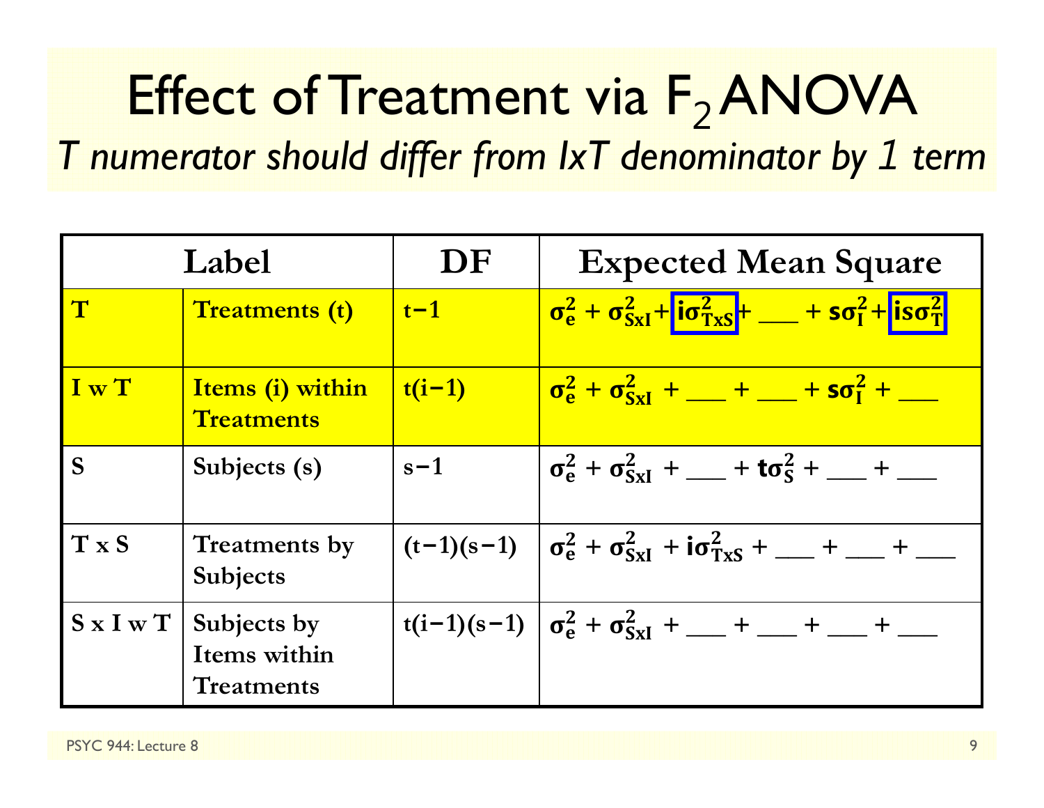# Effect of Treatment via $F_2$ ANOVA

*T numerator should differ from IxT denominator by 1 term*

| Label | | DF | Expected Mean Square |
|---|---|---|---|
| **T** | **Treatments (t)** | **t−1** | $\sigma_e^2 + \sigma_{SxI}^2 + i\sigma_{TxS}^2 +$ ___ $+ s\sigma_I^2 + is\sigma_T^2$ |
| **I w T** | **Items (i) within Treatments** | **t(i−1)** | $\sigma_e^2 + \sigma_{SxI}^2 +$ ___ $+$ ___ $+ s\sigma_I^2 +$ ___ |
| **S** | **Subjects (s)** | **s−1** | $\sigma_e^2 + \sigma_{SxI}^2 +$ ___ $+ t\sigma_S^2 +$ ___ $+$ ___ |
| **T x S** | **Treatments by Subjects** | **(t−1)(s−1)** | $\sigma_e^2 + \sigma_{SxI}^2 + i\sigma_{TxS}^2 +$ ___ $+$ ___ $+$ ___ |
| **S x I w T** | **Subjects by Items within Treatments** | **t(i−1)(s−1)** | $\sigma_e^2 + \sigma_{SxI}^2 +$ ___ $+$ ___ $+$ ___ $+$ ___ |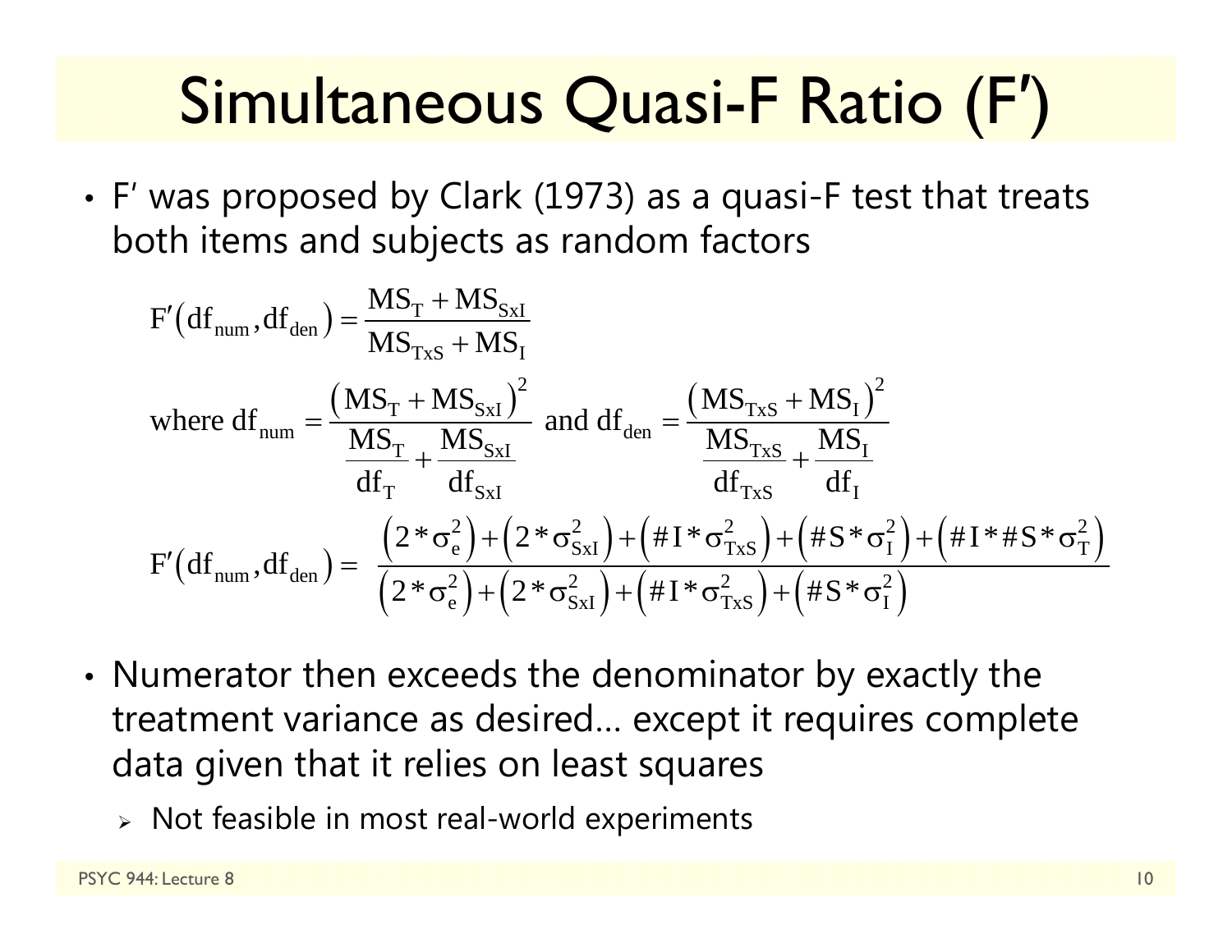# Simultaneous Quasi-F Ratio (F′)

- F′ was proposed by Clark (1973) as a quasi-F test that treats both items and subjects as random factors

$$F'\left(\mathrm{df_{num}}, \mathrm{df_{den}}\right) = \frac{\mathrm{MS_T} + \mathrm{MS_{SxI}}}{\mathrm{MS_{TxS}} + \mathrm{MS_I}}$$

$$\text{where } \mathrm{df_{num}} = \frac{\left(\mathrm{MS_T} + \mathrm{MS_{SxI}}\right)^2}{\frac{\mathrm{MS_T}}{\mathrm{df_T}} + \frac{\mathrm{MS_{SxI}}}{\mathrm{df_{SxI}}}} \text{ and } \mathrm{df_{den}} = \frac{\left(\mathrm{MS_{TxS}} + \mathrm{MS_I}\right)^2}{\frac{\mathrm{MS_{TxS}}}{\mathrm{df_{TxS}}} + \frac{\mathrm{MS_I}}{\mathrm{df_I}}}$$

$$F'\left(\mathrm{df_{num}}, \mathrm{df_{den}}\right) = \frac{\left(2*\sigma_e^2\right) + \left(2*\sigma_{SxI}^2\right) + \left(\#I*\sigma_{TxS}^2\right) + \left(\#S*\sigma_I^2\right) + \left(\#I*\#S*\sigma_T^2\right)}{\left(2*\sigma_e^2\right) + \left(2*\sigma_{SxI}^2\right) + \left(\#I*\sigma_{TxS}^2\right) + \left(\#S*\sigma_I^2\right)}$$

- Numerator then exceeds the denominator by exactly the treatment variance as desired… except it requires complete data given that it relies on least squares
  - Not feasible in most real-world experiments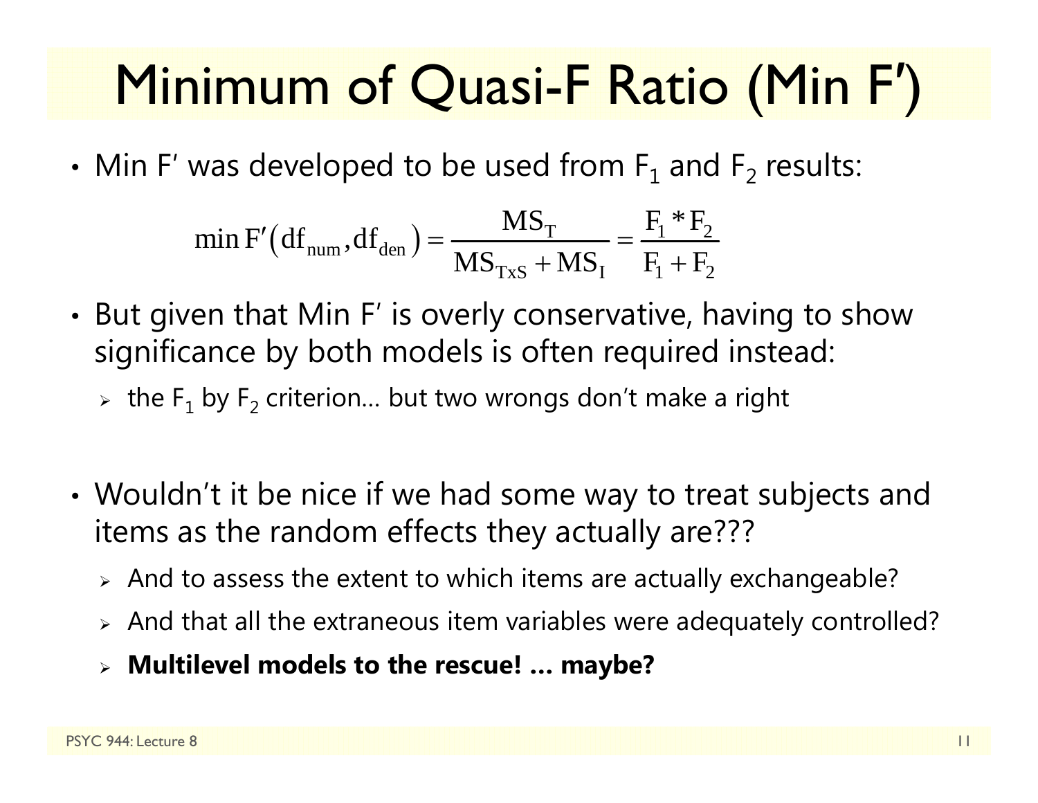# Minimum of Quasi-F Ratio (Min F′)

- Min F′ was developed to be used from $F_1$ and $F_2$ results:

$$\min F'\left(\mathrm{df}_{\mathrm{num}}, \mathrm{df}_{\mathrm{den}}\right) = \frac{\mathrm{MS_T}}{\mathrm{MS_{TxS}} + \mathrm{MS_I}} = \frac{F_1 * F_2}{F_1 + F_2}$$

- But given that Min F′ is overly conservative, having to show significance by both models is often required instead:
  - the $F_1$ by $F_2$ criterion… but two wrongs don't make a right

- Wouldn't it be nice if we had some way to treat subjects and items as the random effects they actually are???
  - And to assess the extent to which items are actually exchangeable?
  - And that all the extraneous item variables were adequately controlled?
  - **Multilevel models to the rescue! … maybe?**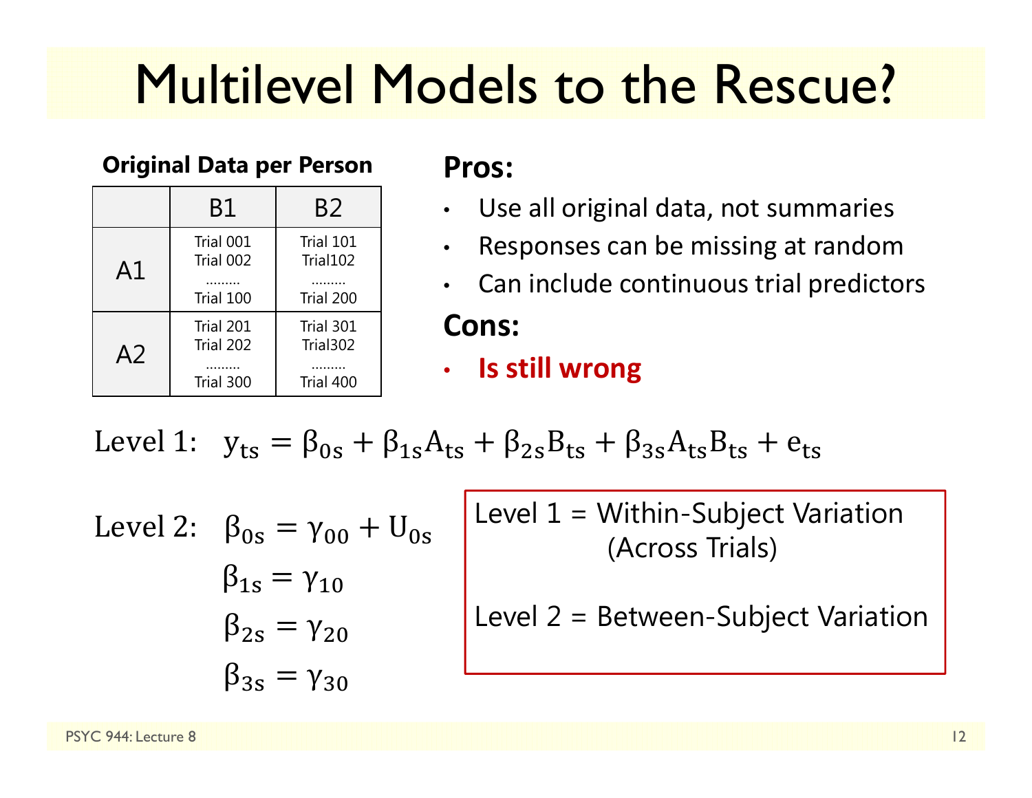# Multilevel Models to the Rescue?

**Original Data per Person**

| | B1 | B2 |
|---|---|---|
| A1 | Trial 001<br>Trial 002<br>………<br>Trial 100 | Trial 101<br>Trial102<br>………<br>Trial 200 |
| A2 | Trial 201<br>Trial 202<br>………<br>Trial 300 | Trial 301<br>Trial302<br>………<br>Trial 400 |

**Pros:**

- Use all original data, not summaries
- Responses can be missing at random
- Can include continuous trial predictors

**Cons:**

- **Is still wrong**

Level 1: $y_{ts} = \beta_{0s} + \beta_{1s}A_{ts} + \beta_{2s}B_{ts} + \beta_{3s}A_{ts}B_{ts} + e_{ts}$

Level 2:

$$\beta_{0s} = \gamma_{00} + U_{0s}$$

$$\beta_{1s} = \gamma_{10}$$

$$\beta_{2s} = \gamma_{20}$$

$$\beta_{3s} = \gamma_{30}$$

Level 1 = Within-Subject Variation (Across Trials)

Level 2 = Between-Subject Variation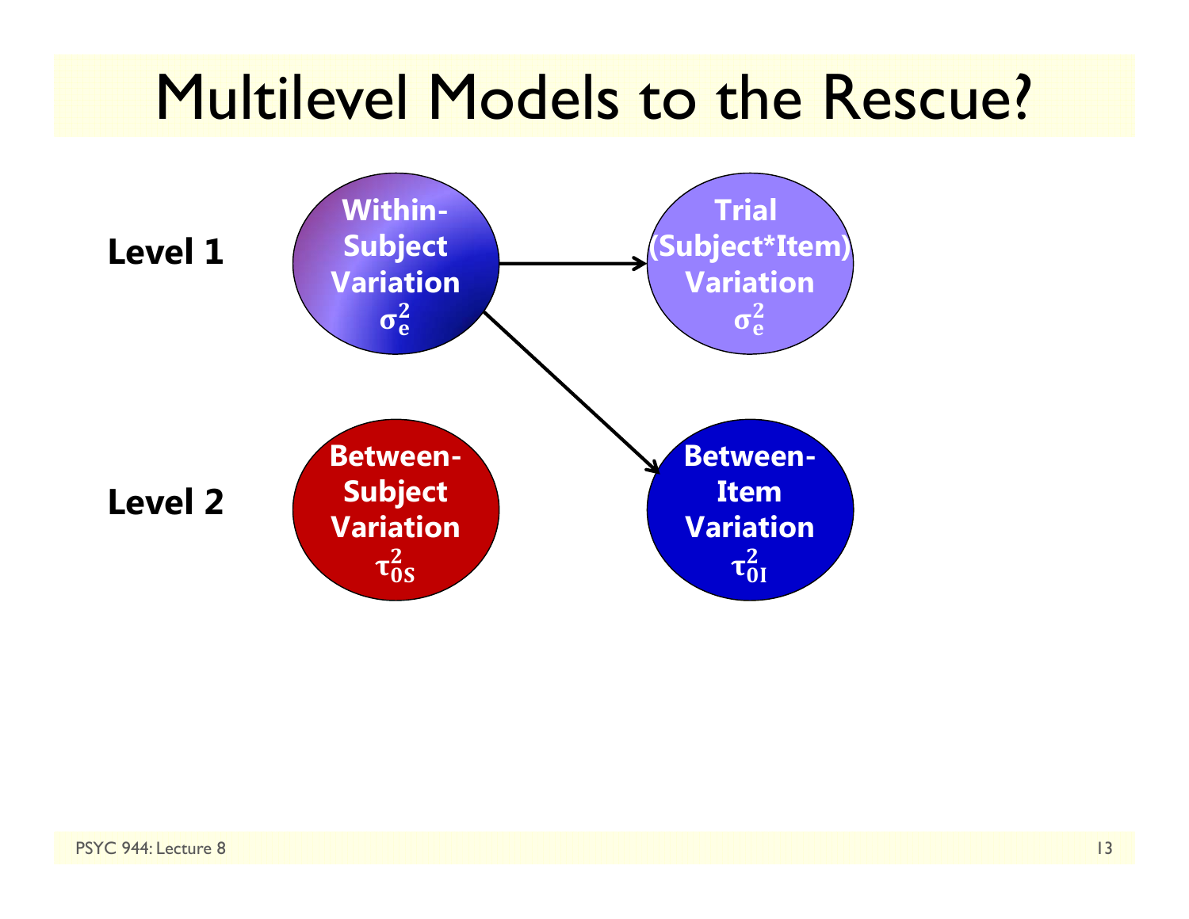# Multilevel Models to the Rescue?

**Level 1**

**Within-Subject Variation** $\sigma_e^2$ → **Trial (Subject*Item) Variation** $\sigma_e^2$

**Within-Subject Variation** $\sigma_e^2$ → **Between-Item Variation** $\tau_{0I}^2$

**Level 2**

**Between-Subject Variation** $\tau_{0S}^2$

**Between-Item Variation** $\tau_{0I}^2$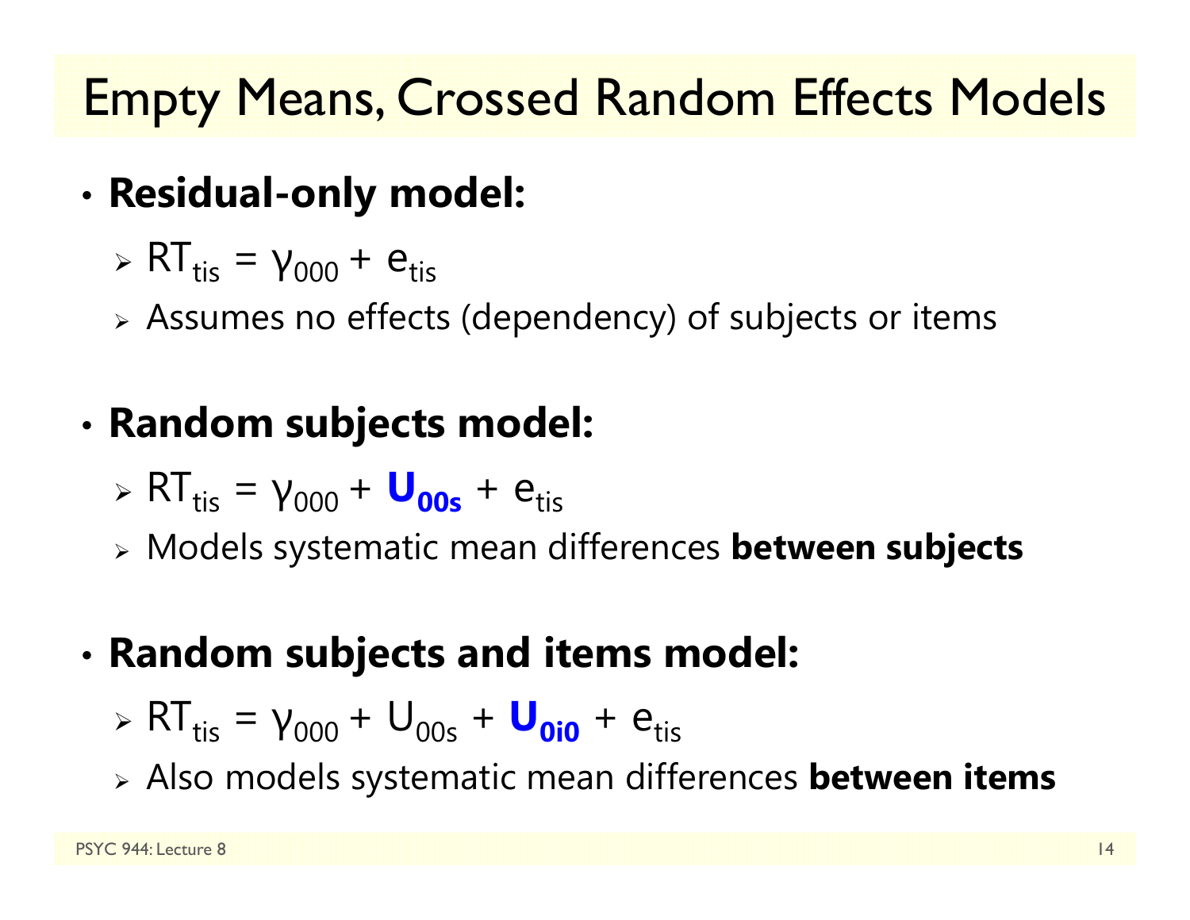# Empty Means, Crossed Random Effects Models

- **Residual-only model:**
  - $RT_{tis} = \gamma_{000} + e_{tis}$
  - Assumes no effects (dependency) of subjects or items

- **Random subjects model:**
  - $RT_{tis} = \gamma_{000} + \mathbf{U_{00s}} + e_{tis}$
  - Models systematic mean differences **between subjects**

- **Random subjects and items model:**
  - $RT_{tis} = \gamma_{000} + U_{00s} + \mathbf{U_{0i0}} + e_{tis}$
  - Also models systematic mean differences **between items**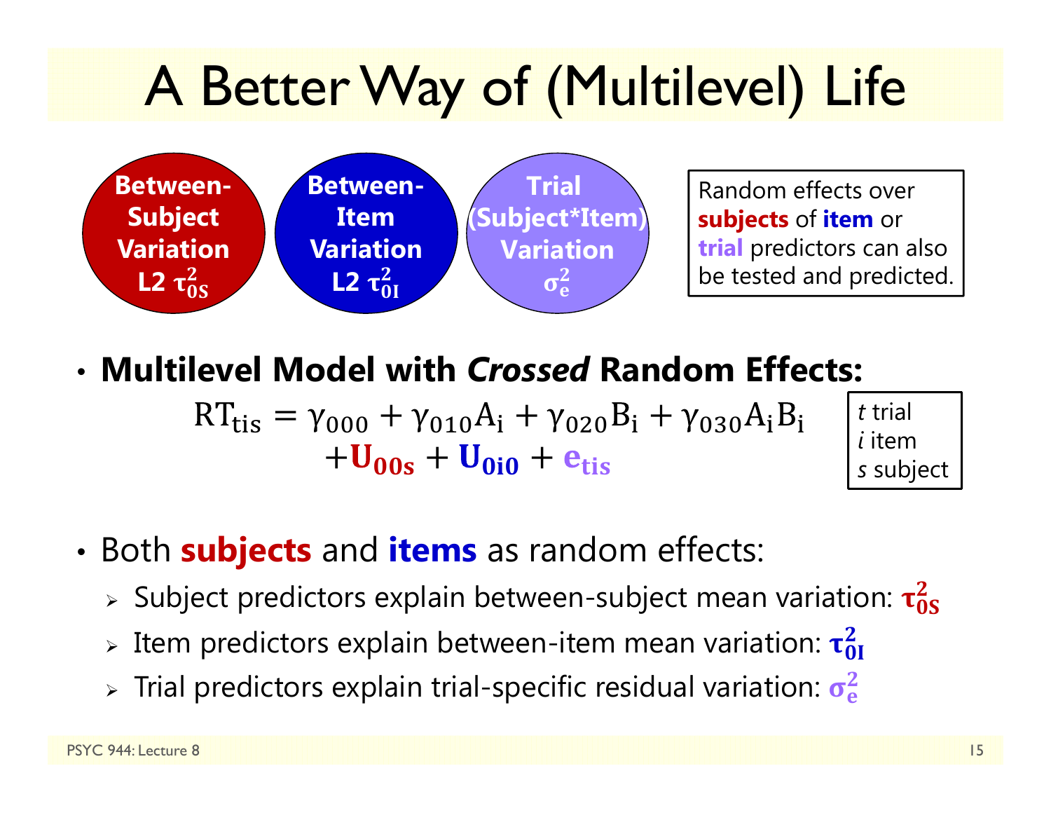# A Better Way of (Multilevel) Life

**Between-Subject Variation L2 $\tau^2_{0S}$**

**Between-Item Variation L2 $\tau^2_{0I}$**

**Trial (Subject*Item) Variation $\sigma^2_e$**

Random effects over **subjects** of **item** or **trial** predictors can also be tested and predicted.

- **Multilevel Model with *Crossed* Random Effects:**

$$RT_{tis} = \gamma_{000} + \gamma_{010}A_i + \gamma_{020}B_i + \gamma_{030}A_iB_i + \mathbf{U_{00s}} + \mathbf{U_{0i0}} + \mathbf{e_{tis}}$$

*t* trial
*i* item
*s* subject

- Both **subjects** and **items** as random effects:
  - Subject predictors explain between-subject mean variation: $\tau^2_{0S}$
  - Item predictors explain between-item mean variation: $\tau^2_{0I}$
  - Trial predictors explain trial-specific residual variation: $\sigma^2_e$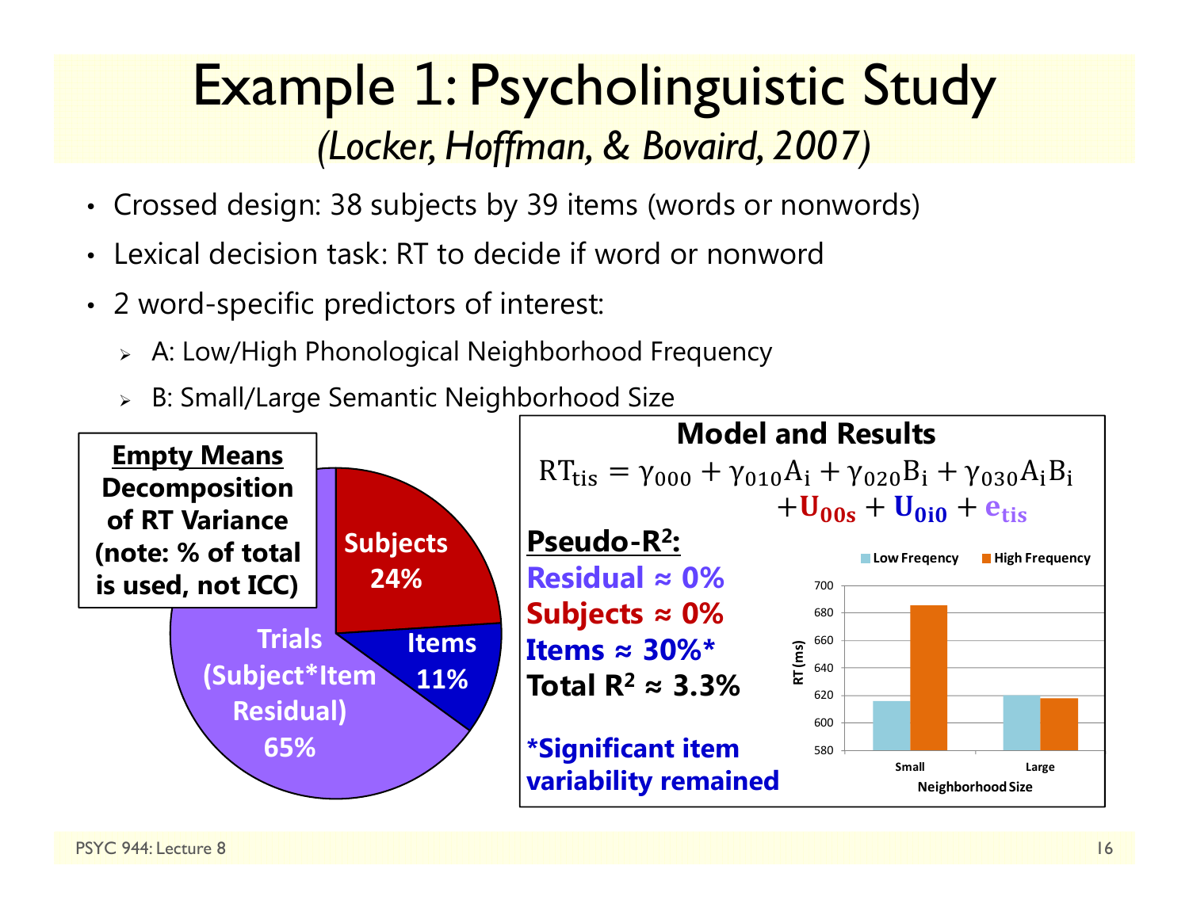# Example 1: Psycholinguistic Study

*(Locker, Hoffman, & Bovaird, 2007)*

- Crossed design: 38 subjects by 39 items (words or nonwords)
- Lexical decision task: RT to decide if word or nonword
- 2 word-specific predictors of interest:
  - A: Low/High Phonological Neighborhood Frequency
  - B: Small/Large Semantic Neighborhood Size

**Empty Means Decomposition of RT Variance (note: % of total is used, not ICC)**

- Subjects 24%
- Items 11%
- Trials (Subject*Item Residual) 65%

**Model and Results**

$$\mathrm{RT_{tis}} = \gamma_{000} + \gamma_{010}\mathrm{A_i} + \gamma_{020}\mathrm{B_i} + \gamma_{030}\mathrm{A_i B_i} + \mathbf{U_{00s}} + \mathbf{U_{0i0}} + \mathbf{e_{tis}}$$

**Pseudo-$R^2$:**

**Residual ≈ 0%**

**Subjects ≈ 0%**

**Items ≈ 30%***

**Total $R^2$ ≈ 3.3%**

***Significant item variability remained**

| Neighborhood Size | Low Freqency RT (ms) | High Frequency RT (ms) |
|---|---|---|
| Small | ~616 | ~686 |
| Large | ~620 | ~618 |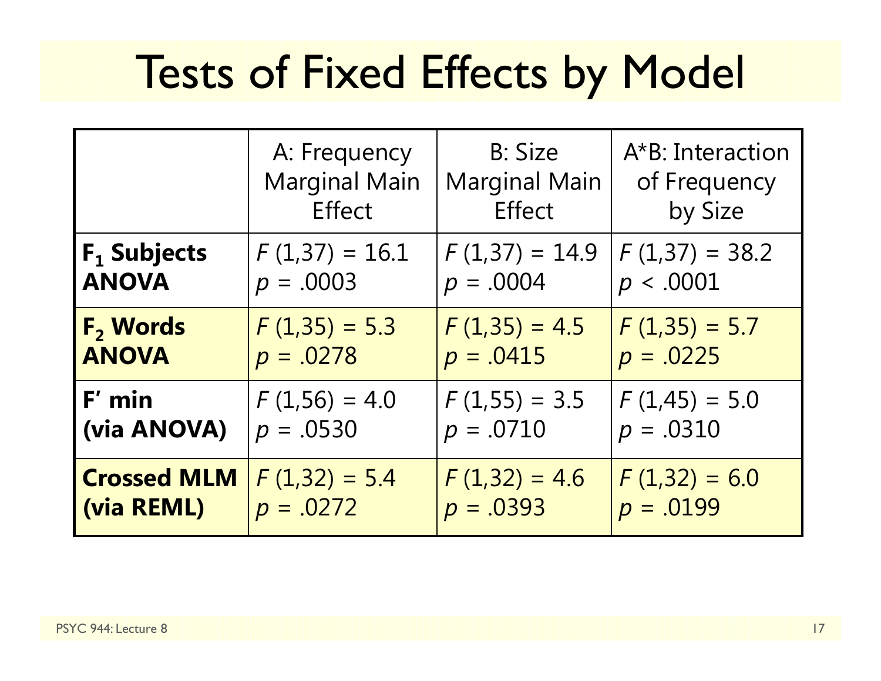# Tests of Fixed Effects by Model

| | A: Frequency Marginal Main Effect | B: Size Marginal Main Effect | A*B: Interaction of Frequency by Size |
|---|---|---|---|
| **$F_1$ Subjects ANOVA** | $F\,(1,37) = 16.1$ $p = .0003$ | $F\,(1,37) = 14.9$ $p = .0004$ | $F\,(1,37) = 38.2$ $p < .0001$ |
| **$F_2$ Words ANOVA** | $F\,(1,35) = 5.3$ $p = .0278$ | $F\,(1,35) = 4.5$ $p = .0415$ | $F\,(1,35) = 5.7$ $p = .0225$ |
| **F' min (via ANOVA)** | $F\,(1,56) = 4.0$ $p = .0530$ | $F\,(1,55) = 3.5$ $p = .0710$ | $F\,(1,45) = 5.0$ $p = .0310$ |
| **Crossed MLM (via REML)** | $F\,(1,32) = 5.4$ $p = .0272$ | $F\,(1,32) = 4.6$ $p = .0393$ | $F\,(1,32) = 6.0$ $p = .0199$ |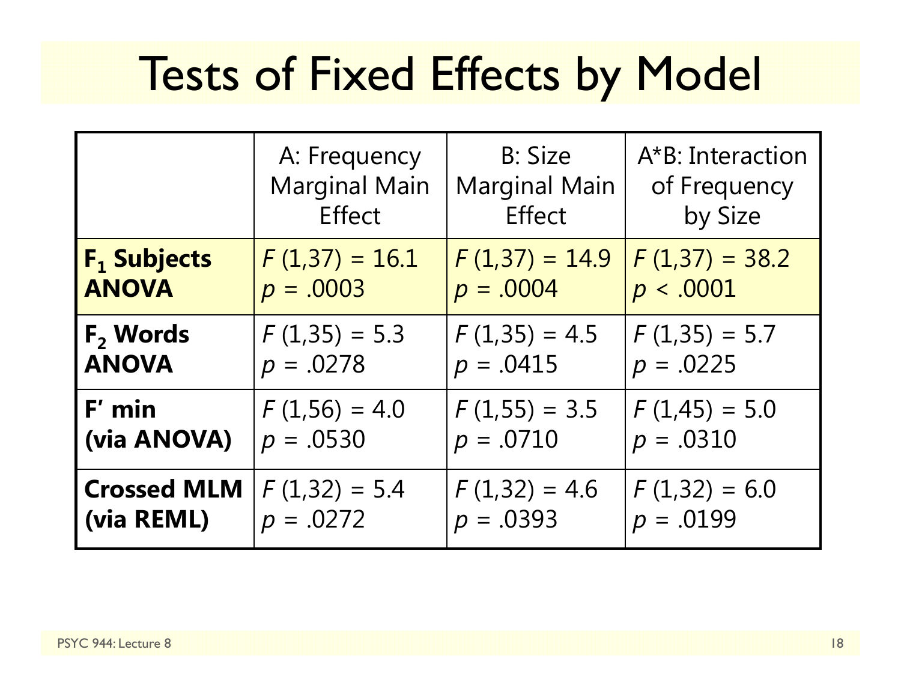# Tests of Fixed Effects by Model

| | A: Frequency Marginal Main Effect | B: Size Marginal Main Effect | A*B: Interaction of Frequency by Size |
|---|---|---|---|
| **$F_1$ Subjects ANOVA** | $F(1,37) = 16.1$, $p = .0003$ | $F(1,37) = 14.9$, $p = .0004$ | $F(1,37) = 38.2$, $p < .0001$ |
| **$F_2$ Words ANOVA** | $F(1,35) = 5.3$, $p = .0278$ | $F(1,35) = 4.5$, $p = .0415$ | $F(1,35) = 5.7$, $p = .0225$ |
| **F' min (via ANOVA)** | $F(1,56) = 4.0$, $p = .0530$ | $F(1,55) = 3.5$, $p = .0710$ | $F(1,45) = 5.0$, $p = .0310$ |
| **Crossed MLM (via REML)** | $F(1,32) = 5.4$, $p = .0272$ | $F(1,32) = 4.6$, $p = .0393$ | $F(1,32) = 6.0$, $p = .0199$ |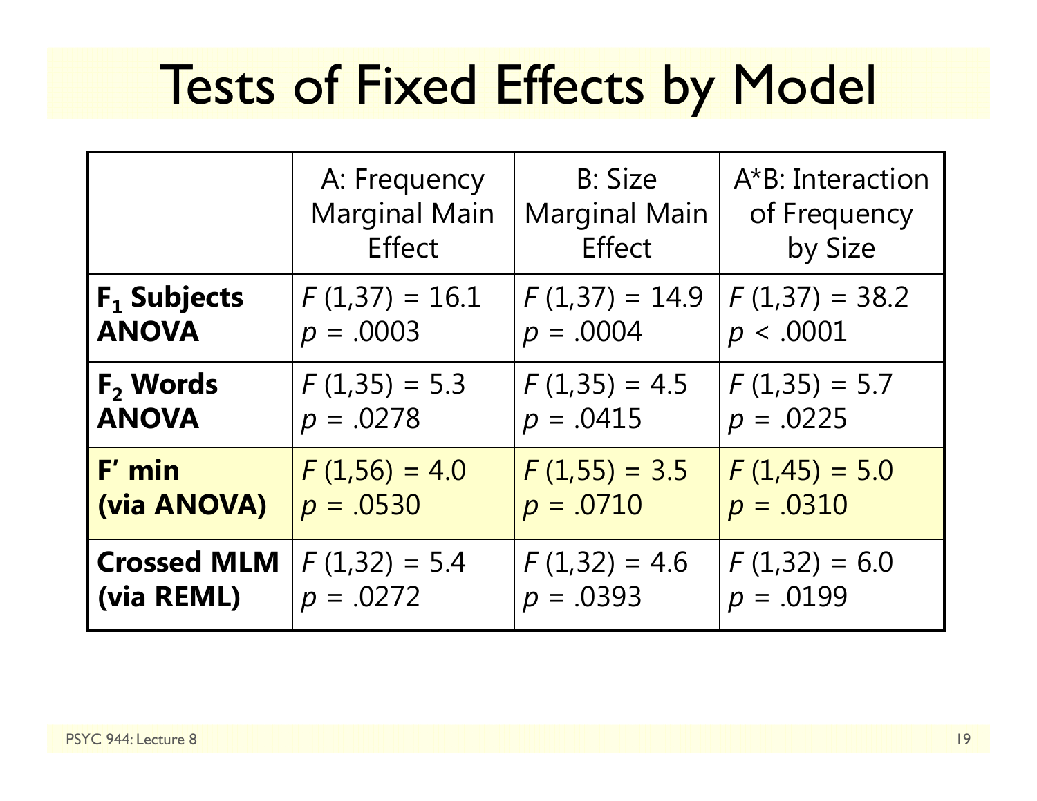# Tests of Fixed Effects by Model

| | A: Frequency Marginal Main Effect | B: Size Marginal Main Effect | A*B: Interaction of Frequency by Size |
|---|---|---|---|
| **$F_1$ Subjects ANOVA** | $F(1,37) = 16.1$ $p = .0003$ | $F(1,37) = 14.9$ $p = .0004$ | $F(1,37) = 38.2$ $p < .0001$ |
| **$F_2$ Words ANOVA** | $F(1,35) = 5.3$ $p = .0278$ | $F(1,35) = 4.5$ $p = .0415$ | $F(1,35) = 5.7$ $p = .0225$ |
| **F' min (via ANOVA)** | $F(1,56) = 4.0$ $p = .0530$ | $F(1,55) = 3.5$ $p = .0710$ | $F(1,45) = 5.0$ $p = .0310$ |
| **Crossed MLM (via REML)** | $F(1,32) = 5.4$ $p = .0272$ | $F(1,32) = 4.6$ $p = .0393$ | $F(1,32) = 6.0$ $p = .0199$ |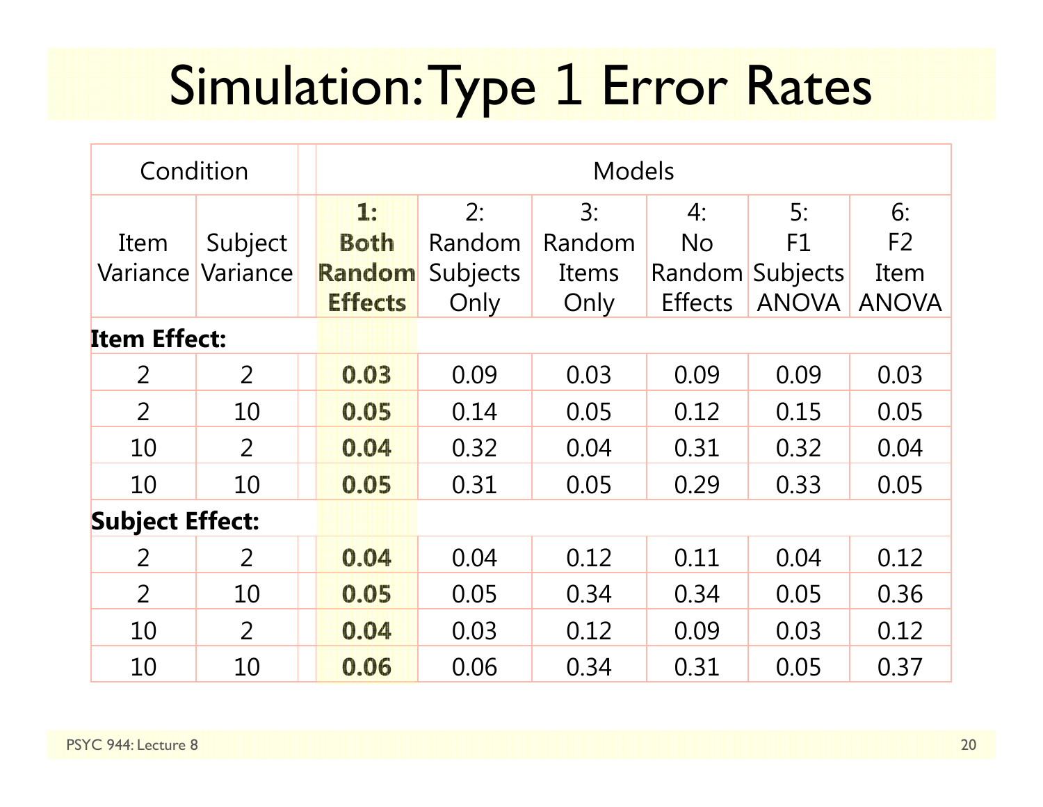# Simulation: Type 1 Error Rates

| Condition | | Models | | | | | |
|---|---|---|---|---|---|---|---|
| Item Variance | Subject Variance | **1: Both Random Effects** | 2: Random Subjects Only | 3: Random Items Only | 4: No Random Effects | 5: F1 Subjects ANOVA | 6: F2 Item ANOVA |
| **Item Effect:** | | | | | | | |
| 2 | 2 | **0.03** | 0.09 | 0.03 | 0.09 | 0.09 | 0.03 |
| 2 | 10 | **0.05** | 0.14 | 0.05 | 0.12 | 0.15 | 0.05 |
| 10 | 2 | **0.04** | 0.32 | 0.04 | 0.31 | 0.32 | 0.04 |
| 10 | 10 | **0.05** | 0.31 | 0.05 | 0.29 | 0.33 | 0.05 |
| **Subject Effect:** | | | | | | | |
| 2 | 2 | **0.04** | 0.04 | 0.12 | 0.11 | 0.04 | 0.12 |
| 2 | 10 | **0.05** | 0.05 | 0.34 | 0.34 | 0.05 | 0.36 |
| 10 | 2 | **0.04** | 0.03 | 0.12 | 0.09 | 0.03 | 0.12 |
| 10 | 10 | **0.06** | 0.06 | 0.34 | 0.31 | 0.05 | 0.37 |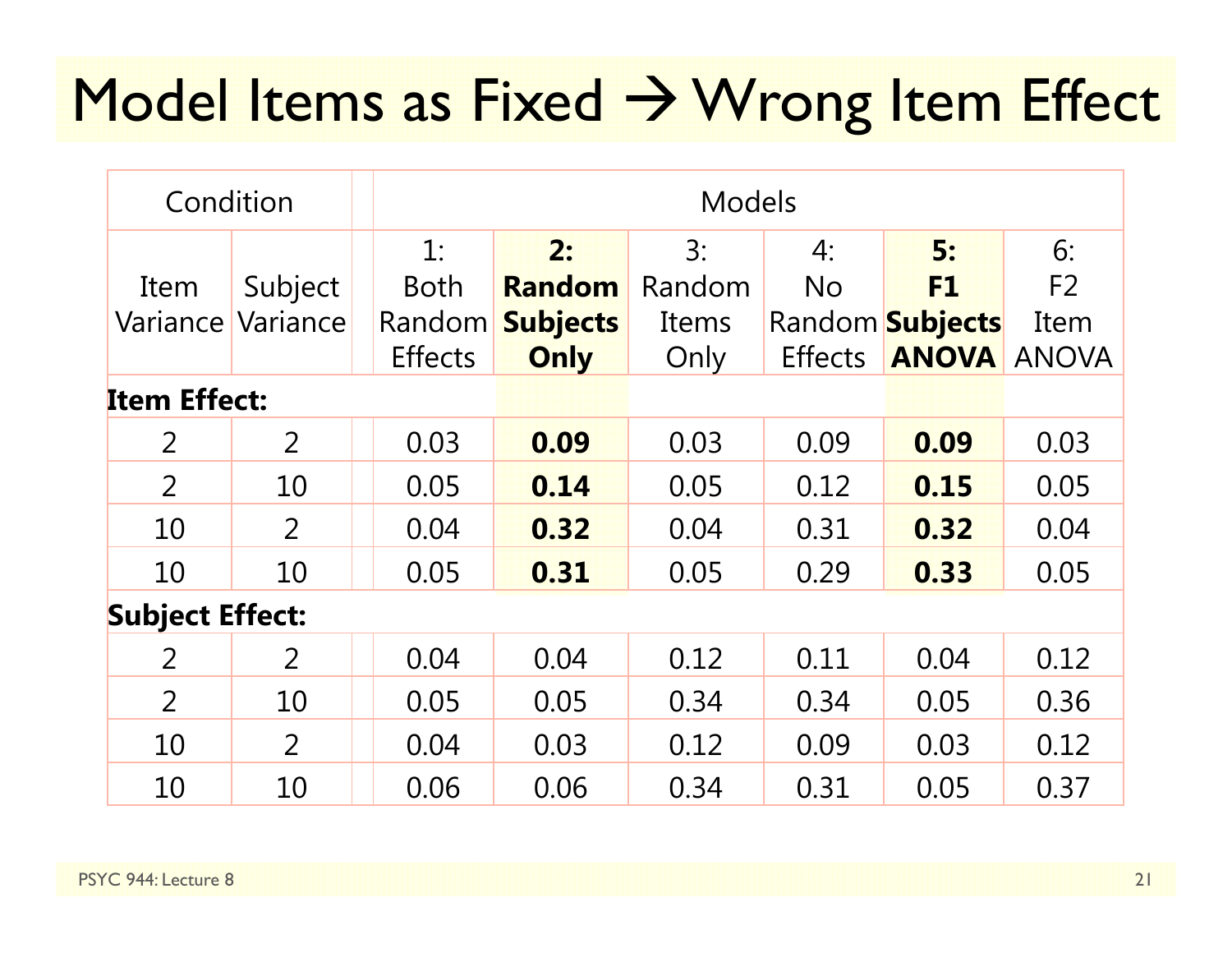# Model Items as Fixed → Wrong Item Effect

| Condition | | | Models | | | | | |
|---|---|---|---|---|---|---|---|---|
| Item Variance | Subject Variance | | 1: Both Random Effects | **2: Random Subjects Only** | 3: Random Items Only | 4: No Random Effects | **5: F1 Subjects ANOVA** | 6: F2 Item ANOVA |
| **Item Effect:** | | | | | | | | |
| 2 | 2 | | 0.03 | **0.09** | 0.03 | 0.09 | **0.09** | 0.03 |
| 2 | 10 | | 0.05 | **0.14** | 0.05 | 0.12 | **0.15** | 0.05 |
| 10 | 2 | | 0.04 | **0.32** | 0.04 | 0.31 | **0.32** | 0.04 |
| 10 | 10 | | 0.05 | **0.31** | 0.05 | 0.29 | **0.33** | 0.05 |
| **Subject Effect:** | | | | | | | | |
| 2 | 2 | | 0.04 | 0.04 | 0.12 | 0.11 | 0.04 | 0.12 |
| 2 | 10 | | 0.05 | 0.05 | 0.34 | 0.34 | 0.05 | 0.36 |
| 10 | 2 | | 0.04 | 0.03 | 0.12 | 0.09 | 0.03 | 0.12 |
| 10 | 10 | | 0.06 | 0.06 | 0.34 | 0.31 | 0.05 | 0.37 |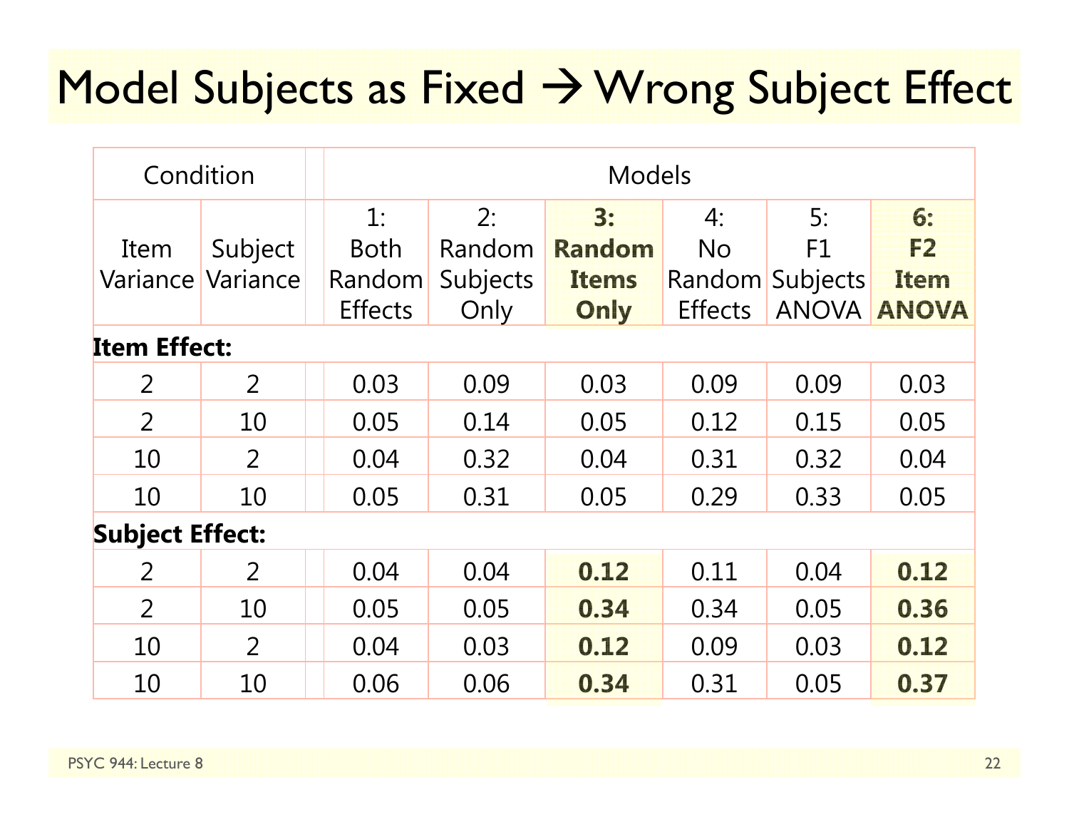# Model Subjects as Fixed → Wrong Subject Effect

| Condition | | Models | | | | | |
|---|---|---|---|---|---|---|---|
| Item Variance | Subject Variance | 1: Both Random Effects | 2: Random Subjects Only | **3: Random Items Only** | 4: No Random Effects | 5: F1 Subjects ANOVA | **6: F2 Item ANOVA** |
| **Item Effect:** | | | | | | | |
| 2 | 2 | 0.03 | 0.09 | 0.03 | 0.09 | 0.09 | 0.03 |
| 2 | 10 | 0.05 | 0.14 | 0.05 | 0.12 | 0.15 | 0.05 |
| 10 | 2 | 0.04 | 0.32 | 0.04 | 0.31 | 0.32 | 0.04 |
| 10 | 10 | 0.05 | 0.31 | 0.05 | 0.29 | 0.33 | 0.05 |
| **Subject Effect:** | | | | | | | |
| 2 | 2 | 0.04 | 0.04 | **0.12** | 0.11 | 0.04 | **0.12** |
| 2 | 10 | 0.05 | 0.05 | **0.34** | 0.34 | 0.05 | **0.36** |
| 10 | 2 | 0.04 | 0.03 | **0.12** | 0.09 | 0.03 | **0.12** |
| 10 | 10 | 0.06 | 0.06 | **0.34** | 0.31 | 0.05 | **0.37** |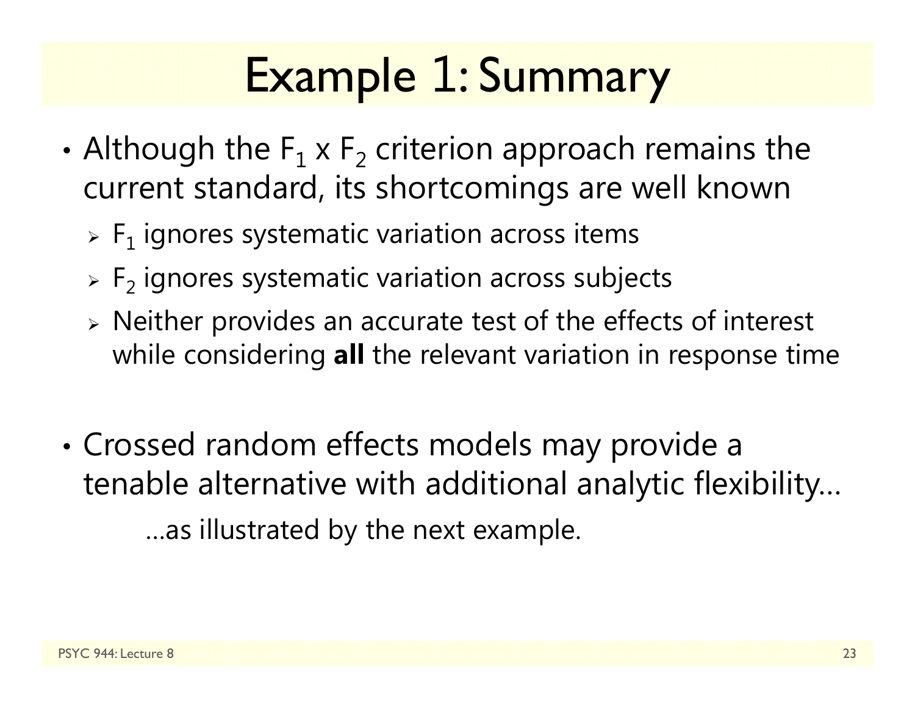# Example 1: Summary

- Although the $F_1$ x $F_2$ criterion approach remains the current standard, its shortcomings are well known
  - $F_1$ ignores systematic variation across items
  - $F_2$ ignores systematic variation across subjects
  - Neither provides an accurate test of the effects of interest while considering **all** the relevant variation in response time

- Crossed random effects models may provide a tenable alternative with additional analytic flexibility…

  …as illustrated by the next example.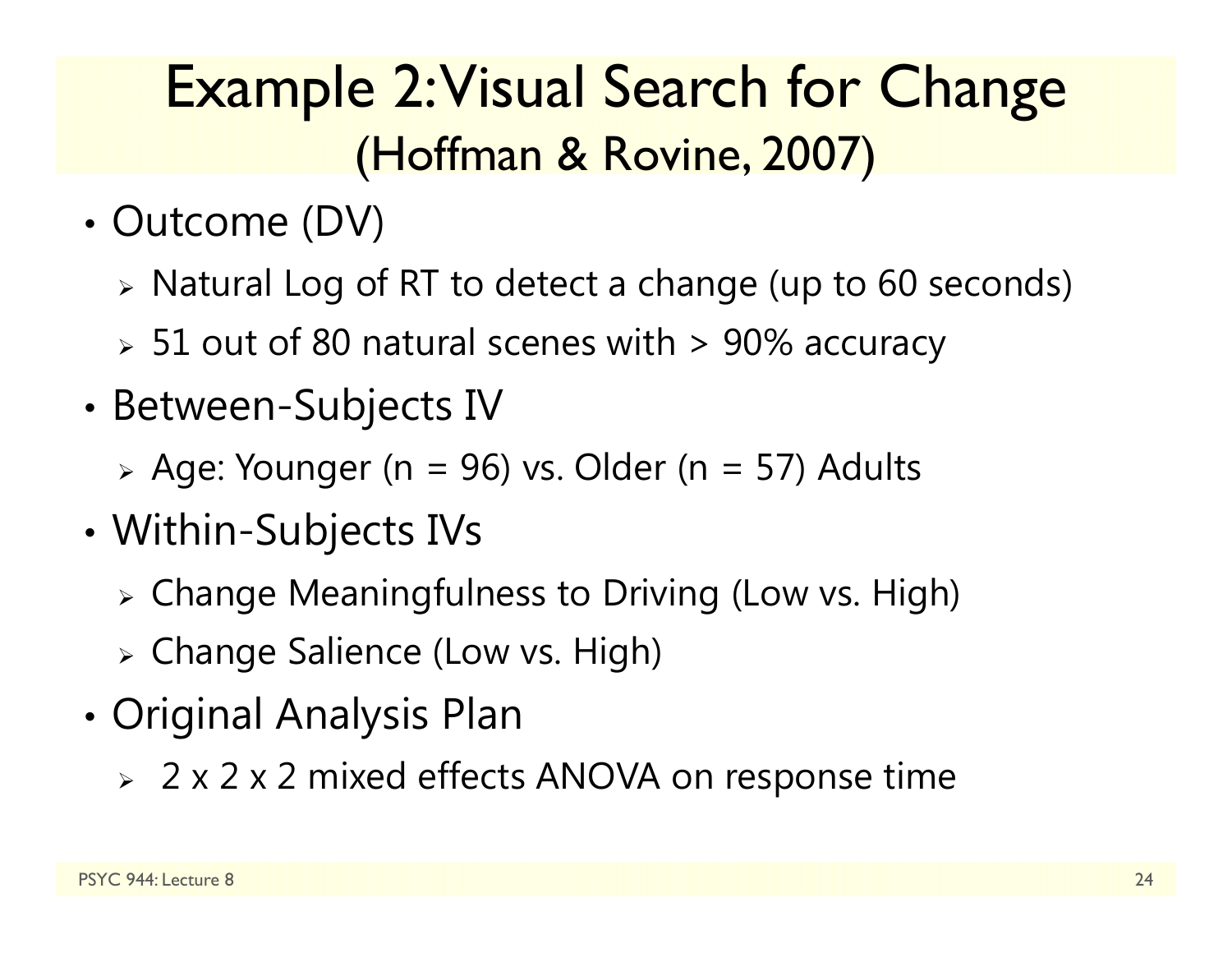# Example 2: Visual Search for Change (Hoffman & Rovine, 2007)

- Outcome (DV)
  - Natural Log of RT to detect a change (up to 60 seconds)
  - 51 out of 80 natural scenes with > 90% accuracy
- Between-Subjects IV
  - Age: Younger (n = 96) vs. Older (n = 57) Adults
- Within-Subjects IVs
  - Change Meaningfulness to Driving (Low vs. High)
  - Change Salience (Low vs. High)
- Original Analysis Plan
  - 2 x 2 x 2 mixed effects ANOVA on response time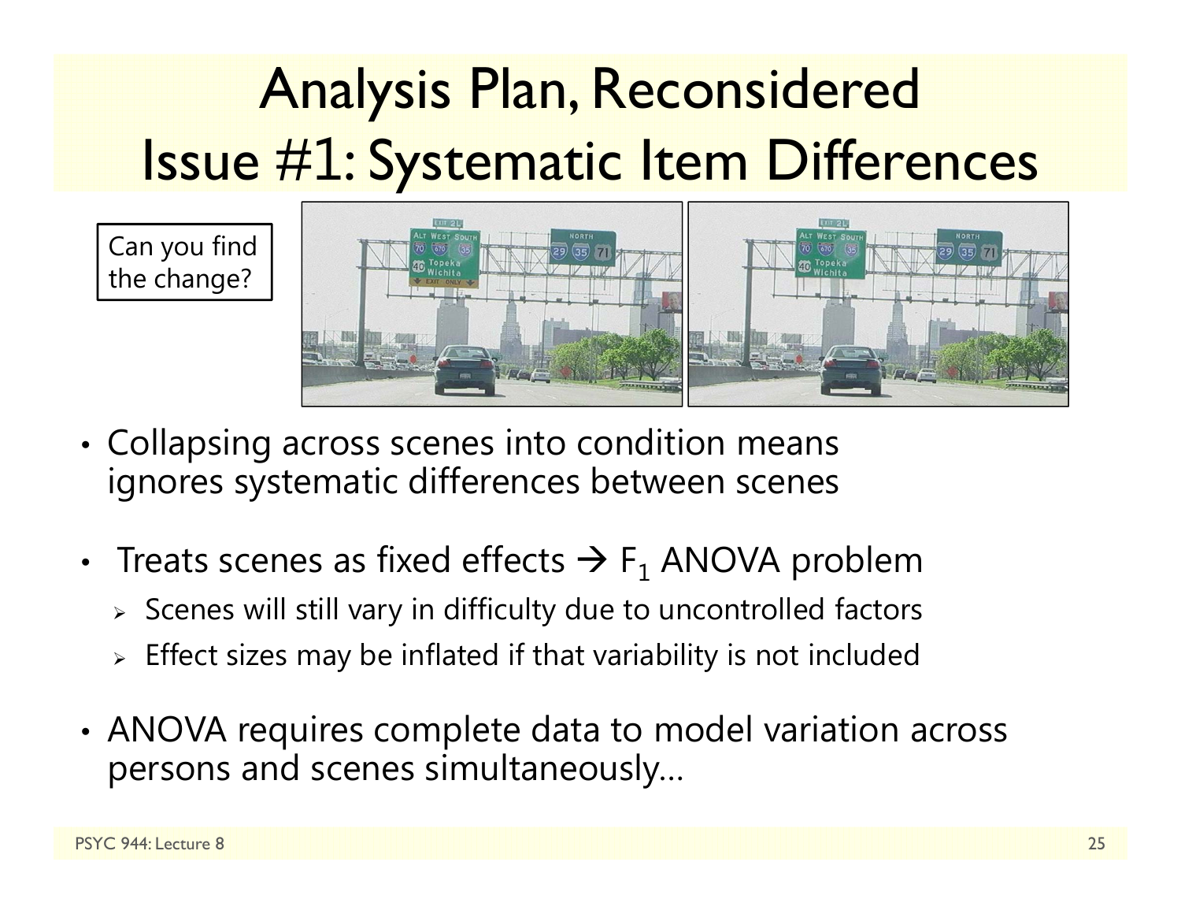# Analysis Plan, Reconsidered
# Issue #1: Systematic Item Differences

Can you find the change?

- Collapsing across scenes into condition means ignores systematic differences between scenes
- Treats scenes as fixed effects → $F_1$ ANOVA problem
  - Scenes will still vary in difficulty due to uncontrolled factors
  - Effect sizes may be inflated if that variability is not included
- ANOVA requires complete data to model variation across persons and scenes simultaneously…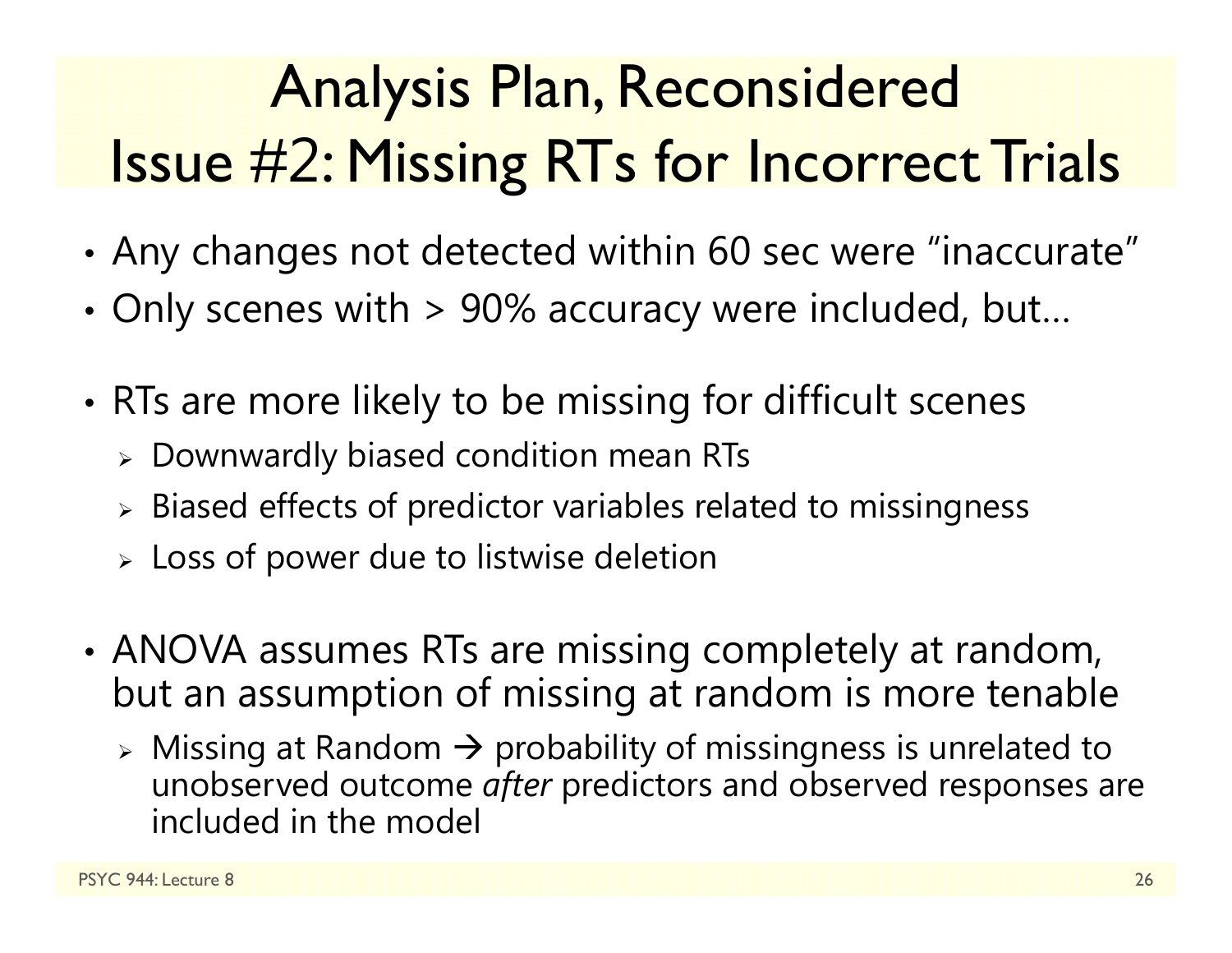# Analysis Plan, Reconsidered
# Issue #2: Missing RTs for Incorrect Trials

- Any changes not detected within 60 sec were "inaccurate"
- Only scenes with > 90% accuracy were included, but…

- RTs are more likely to be missing for difficult scenes
  - Downwardly biased condition mean RTs
  - Biased effects of predictor variables related to missingness
  - Loss of power due to listwise deletion

- ANOVA assumes RTs are missing completely at random, but an assumption of missing at random is more tenable
  - Missing at Random → probability of missingness is unrelated to unobserved outcome *after* predictors and observed responses are included in the model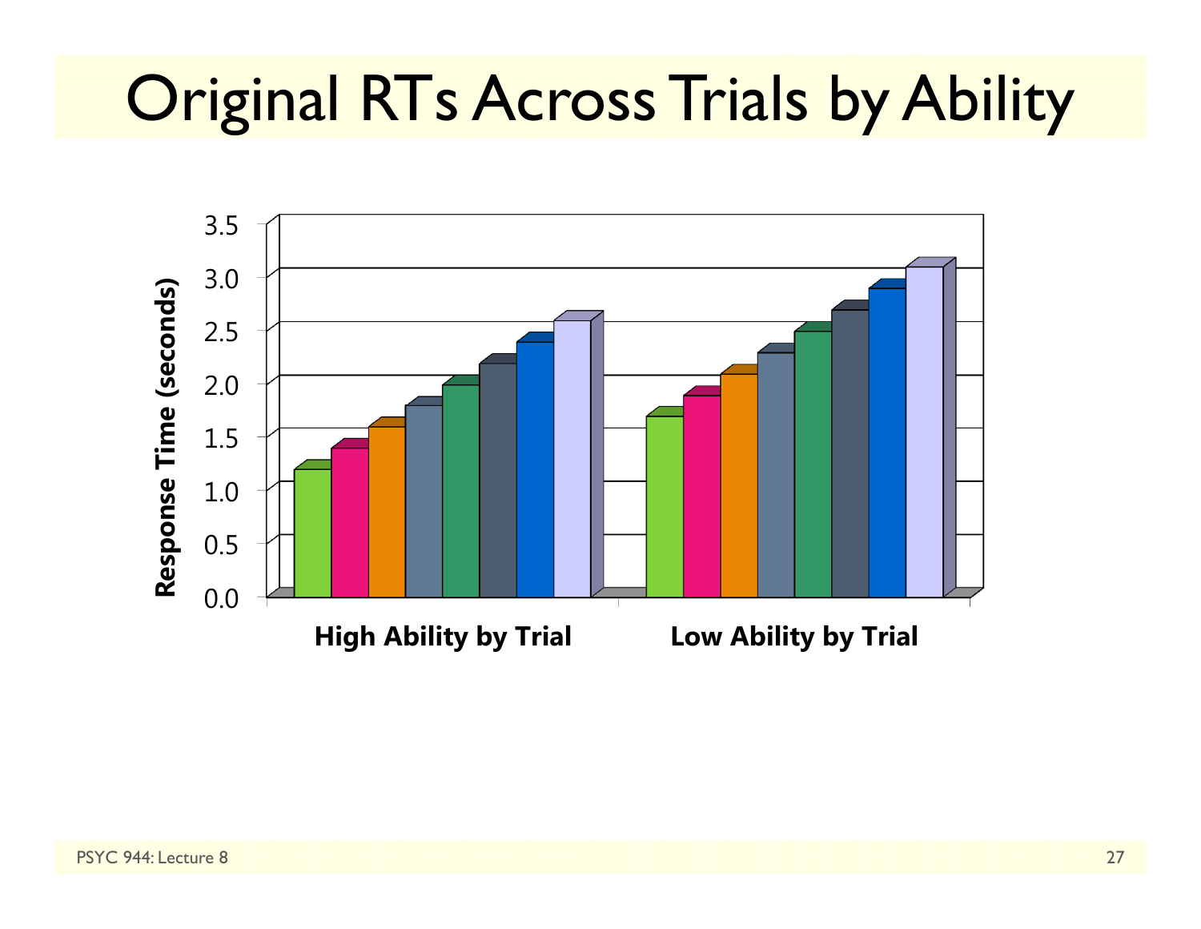# Original RTs Across Trials by Ability

Response Time (seconds)

3.5
3.0
2.5
2.0
1.5
1.0
0.5
0.0

**High Ability by Trial** **Low Ability by Trial**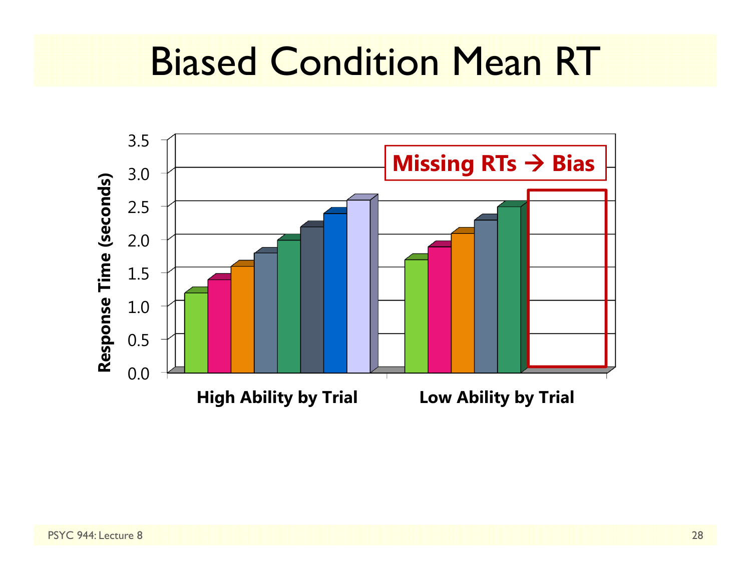# Biased Condition Mean RT

Missing RTs → Bias

Response Time (seconds)

3.5
3.0
2.5
2.0
1.5
1.0
0.5
0.0

High Ability by Trial

Low Ability by Trial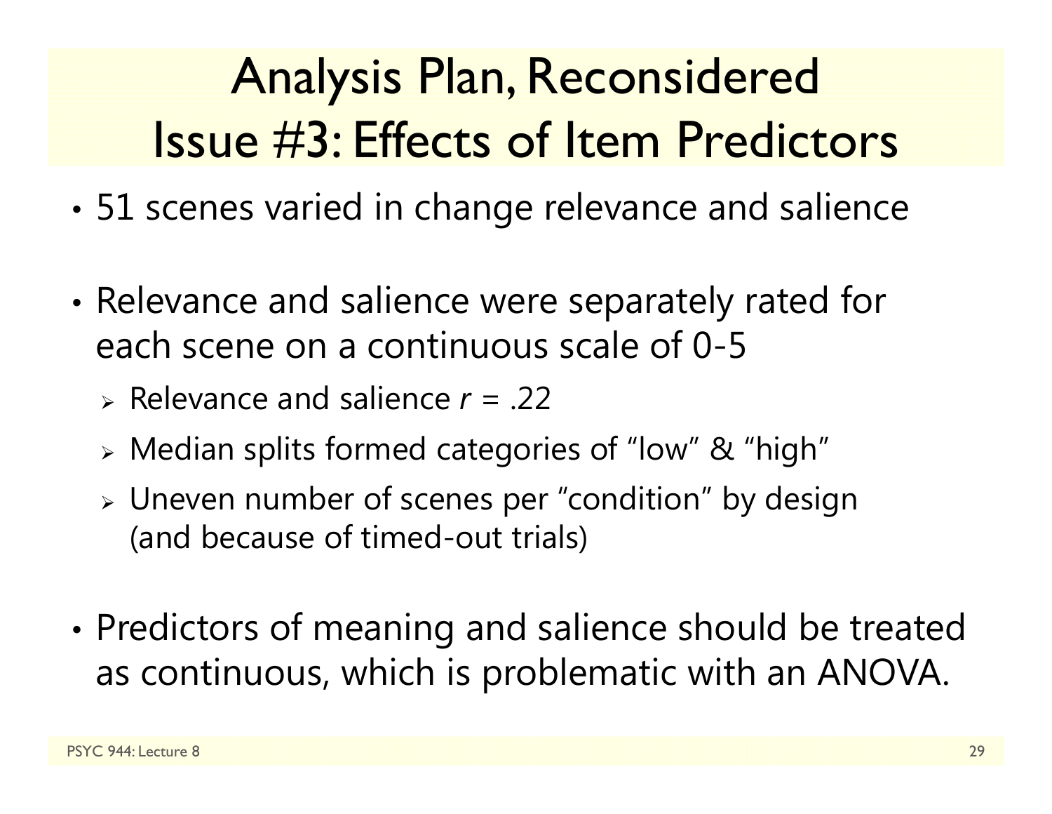# Analysis Plan, Reconsidered
# Issue #3: Effects of Item Predictors

- 51 scenes varied in change relevance and salience
- Relevance and salience were separately rated for each scene on a continuous scale of 0-5
  - Relevance and salience $r = .22$
  - Median splits formed categories of "low" & "high"
  - Uneven number of scenes per "condition" by design (and because of timed-out trials)
- Predictors of meaning and salience should be treated as continuous, which is problematic with an ANOVA.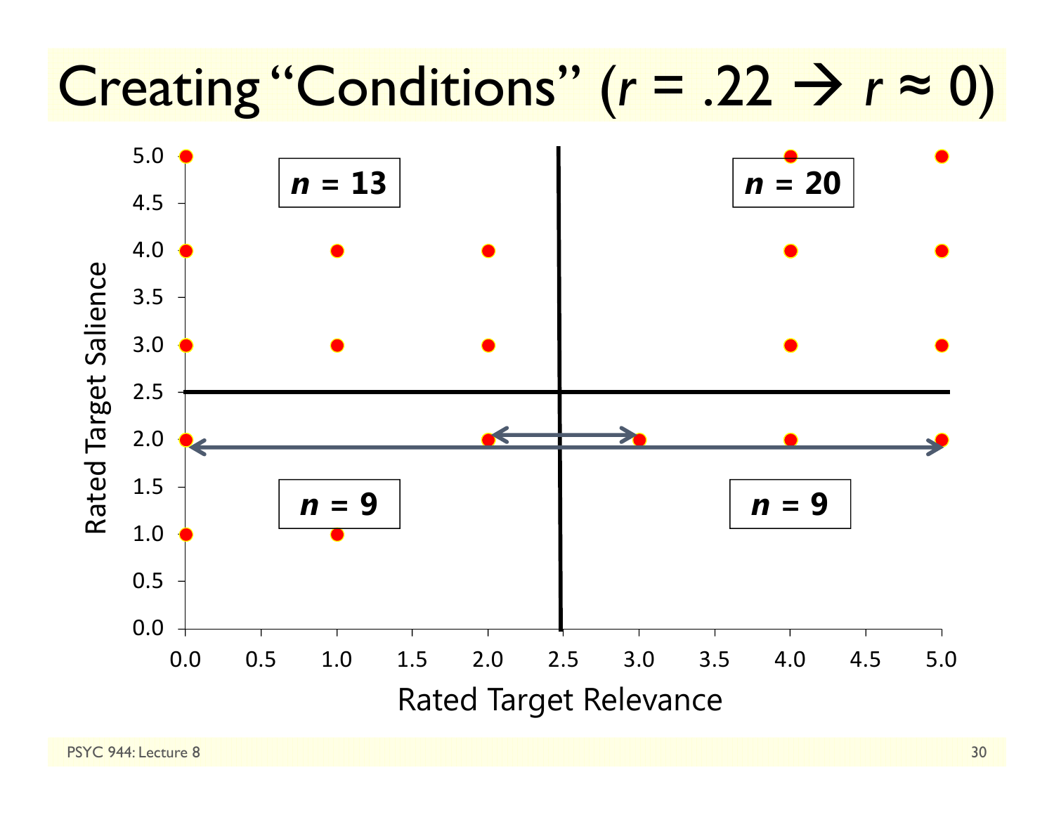# Creating "Conditions" ($r = .22 \rightarrow r \approx 0$)

Rated Target Salience (y-axis: 0.0 to 5.0) vs. Rated Target Relevance (x-axis: 0.0 to 5.0)

Quadrants divided at 2.5 on each axis:

- Upper left: $n$ = 13
- Upper right: $n$ = 20
- Lower left: $n$ = 9
- Lower right: $n$ = 9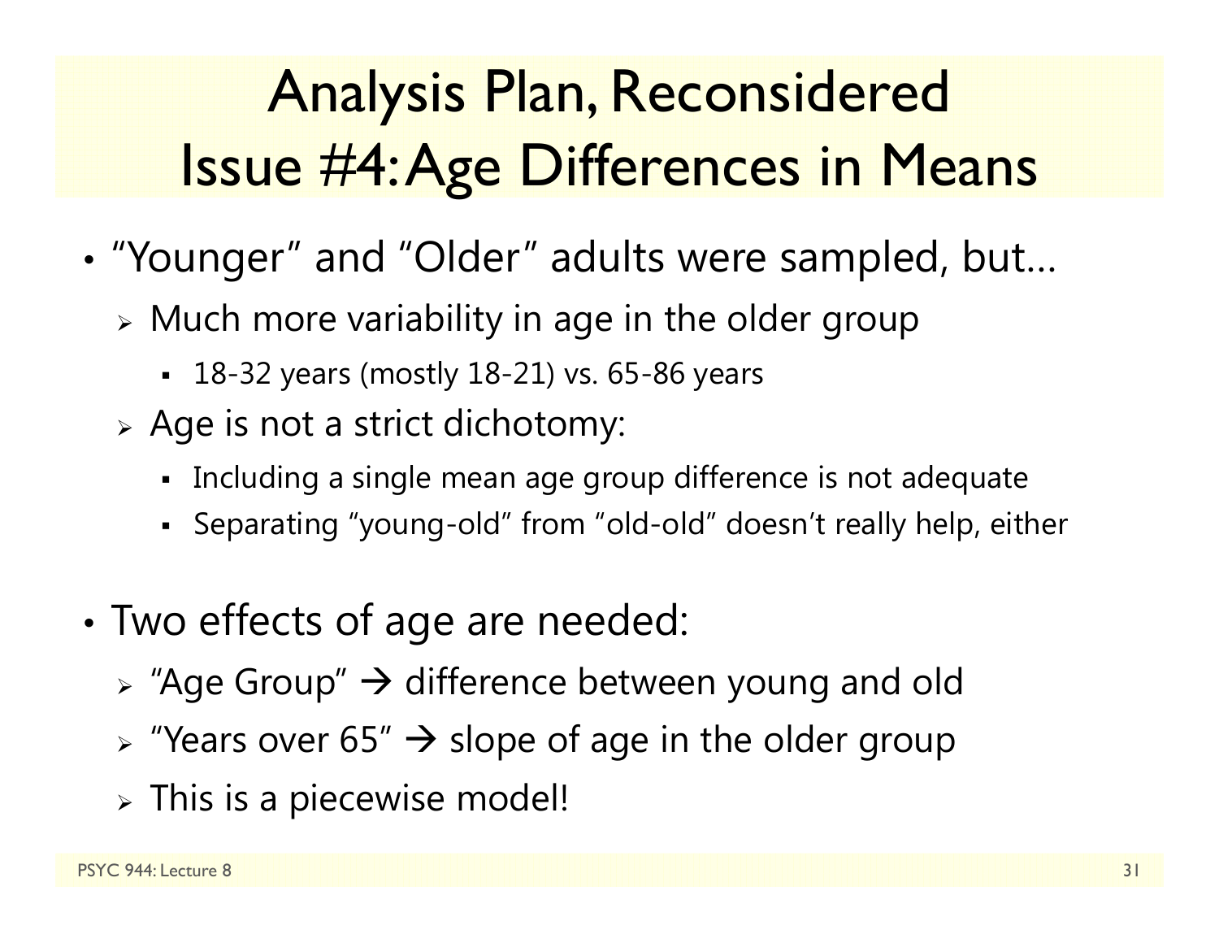# Analysis Plan, Reconsidered
# Issue #4: Age Differences in Means

- "Younger" and "Older" adults were sampled, but…
  - Much more variability in age in the older group
    - 18-32 years (mostly 18-21) vs. 65-86 years
  - Age is not a strict dichotomy:
    - Including a single mean age group difference is not adequate
    - Separating "young-old" from "old-old" doesn't really help, either

- Two effects of age are needed:
  - "Age Group" → difference between young and old
  - "Years over 65" → slope of age in the older group
  - This is a piecewise model!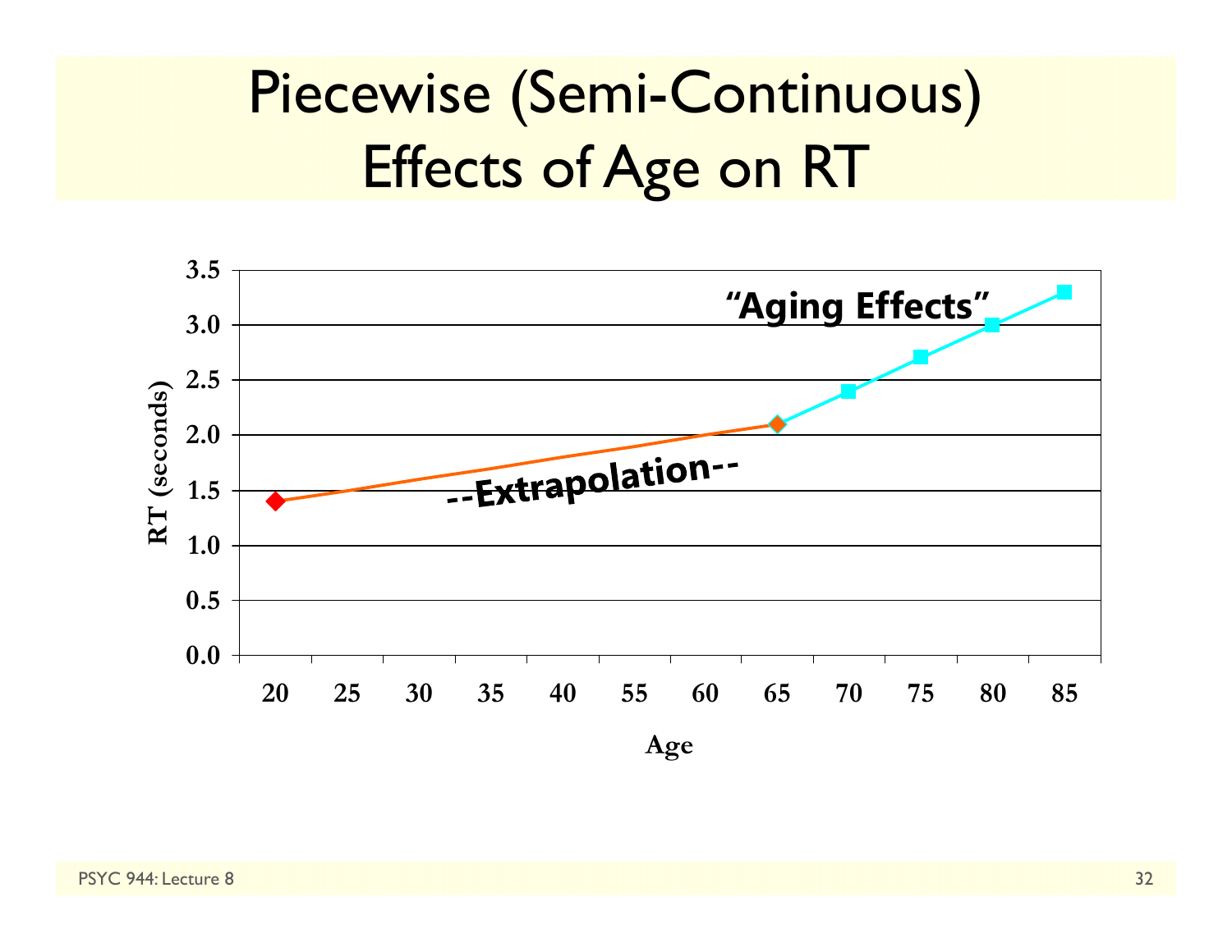# Piecewise (Semi-Continuous) Effects of Age on RT

"Aging Effects"

--Extrapolation--

RT (seconds)

Age

| Age | 20 | 25 | 30 | 35 | 40 | 55 | 60 | 65 | 70 | 75 | 80 | 85 |
|---|---|---|---|---|---|---|---|---|---|---|---|---|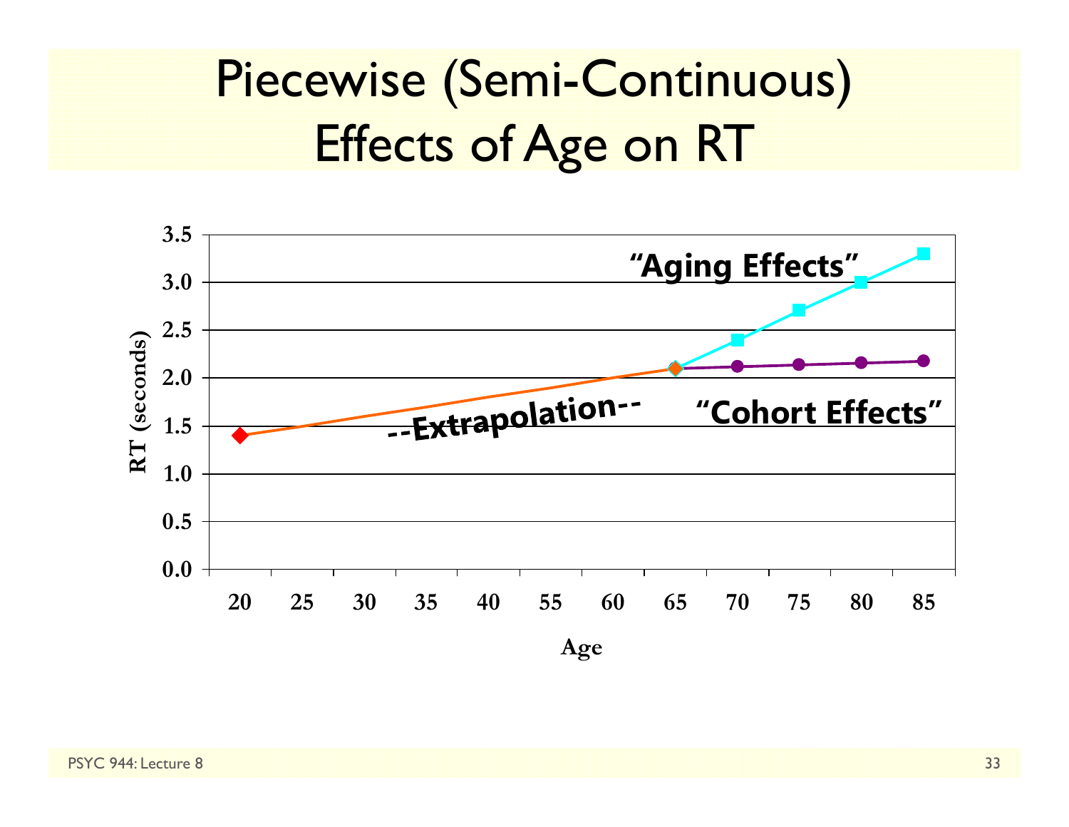# Piecewise (Semi-Continuous) Effects of Age on RT

RT (seconds)

3.5
3.0
2.5
2.0
1.5
1.0
0.5
0.0

"Aging Effects"

--Extrapolation--

"Cohort Effects"

20 25 30 35 40 55 60 65 70 75 80 85

Age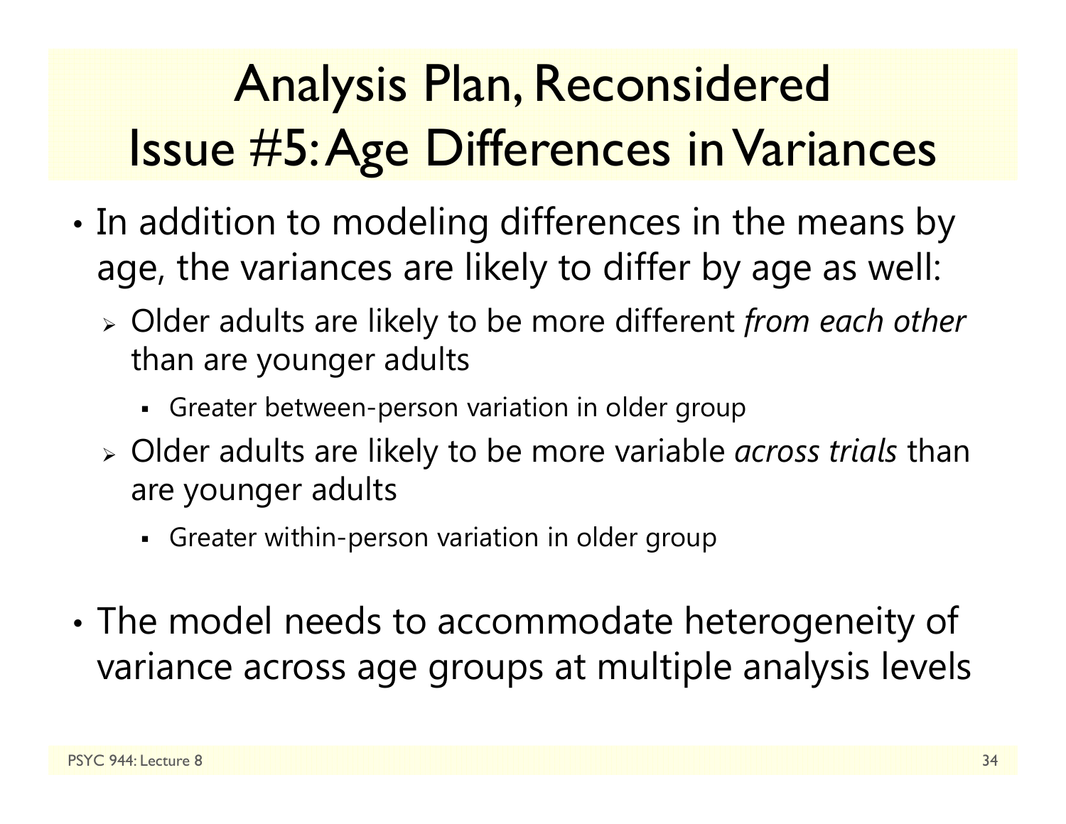# Analysis Plan, Reconsidered
# Issue #5: Age Differences in Variances

- In addition to modeling differences in the means by age, the variances are likely to differ by age as well:
  - Older adults are likely to be more different *from each other* than are younger adults
    - Greater between-person variation in older group
  - Older adults are likely to be more variable *across trials* than are younger adults
    - Greater within-person variation in older group

- The model needs to accommodate heterogeneity of variance across age groups at multiple analysis levels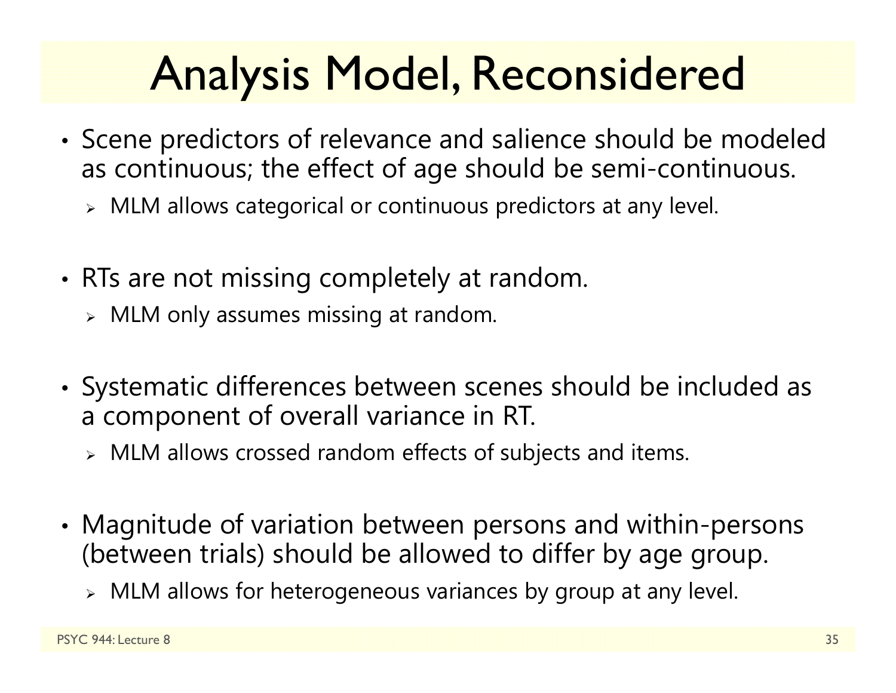# Analysis Model, Reconsidered

- Scene predictors of relevance and salience should be modeled as continuous; the effect of age should be semi-continuous.
  - MLM allows categorical or continuous predictors at any level.
- RTs are not missing completely at random.
  - MLM only assumes missing at random.
- Systematic differences between scenes should be included as a component of overall variance in RT.
  - MLM allows crossed random effects of subjects and items.
- Magnitude of variation between persons and within-persons (between trials) should be allowed to differ by age group.
  - MLM allows for heterogeneous variances by group at any level.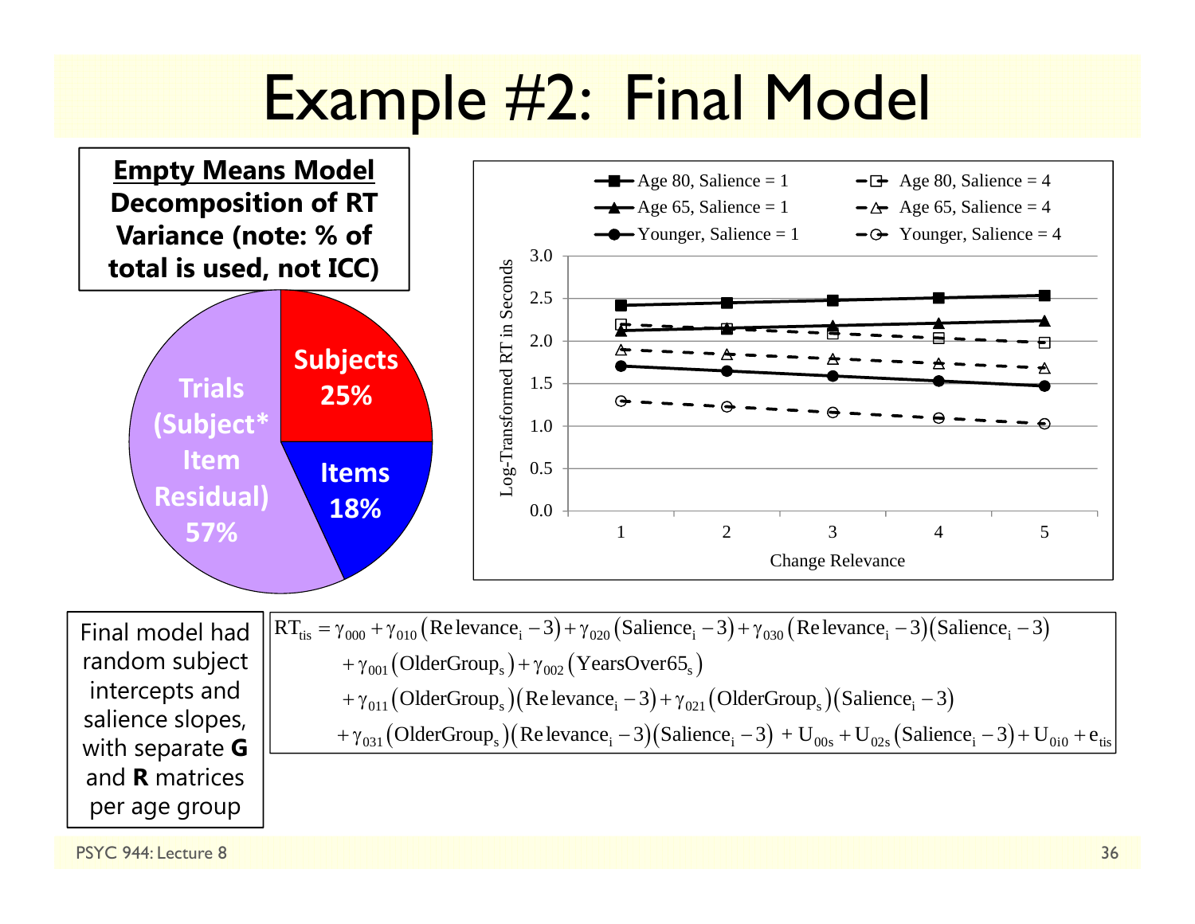# Example #2: Final Model

**Empty Means Model Decomposition of RT Variance (note: % of total is used, not ICC)**

- Subjects 25%
- Items 18%
- Trials (Subject*Item Residual) 57%

Legend: Age 80, Salience = 1; Age 65, Salience = 1; Younger, Salience = 1; Age 80, Salience = 4; Age 65, Salience = 4; Younger, Salience = 4

Y-axis: Log-Transformed RT in Seconds (0.0 – 3.0)

X-axis: Change Relevance (1 – 5)

Final model had random subject intercepts and salience slopes, with separate **G** and **R** matrices per age group

$$
\begin{aligned}
RT_{tis} = {} & \gamma_{000} + \gamma_{010}(\text{Relevance}_i - 3) + \gamma_{020}(\text{Salience}_i - 3) + \gamma_{030}(\text{Relevance}_i - 3)(\text{Salience}_i - 3) \\
& + \gamma_{001}(\text{OlderGroup}_s) + \gamma_{002}(\text{YearsOver65}_s) \\
& + \gamma_{011}(\text{OlderGroup}_s)(\text{Relevance}_i - 3) + \gamma_{021}(\text{OlderGroup}_s)(\text{Salience}_i - 3) \\
& + \gamma_{031}(\text{OlderGroup}_s)(\text{Relevance}_i - 3)(\text{Salience}_i - 3) + U_{00s} + U_{02s}(\text{Salience}_i - 3) + U_{0i0} + e_{tis}
\end{aligned}
$$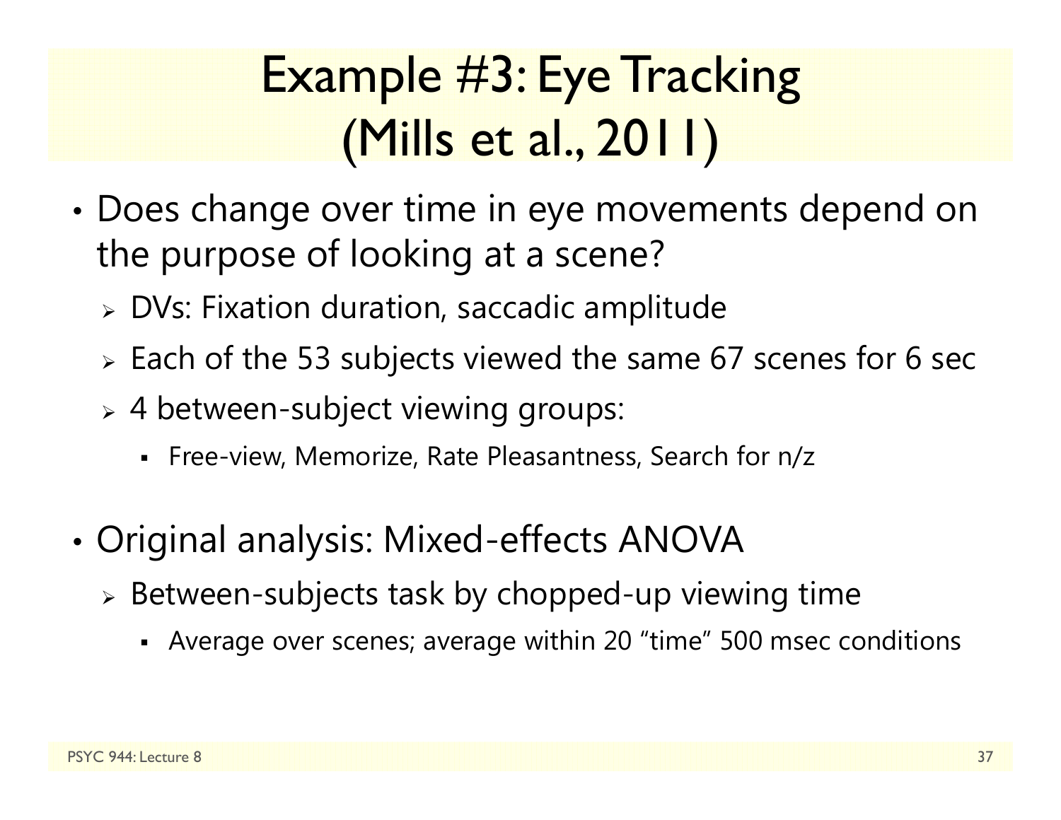# Example #3: Eye Tracking (Mills et al., 2011)

- Does change over time in eye movements depend on the purpose of looking at a scene?
  - DVs: Fixation duration, saccadic amplitude
  - Each of the 53 subjects viewed the same 67 scenes for 6 sec
  - 4 between-subject viewing groups:
    - Free-view, Memorize, Rate Pleasantness, Search for n/z

- Original analysis: Mixed-effects ANOVA
  - Between-subjects task by chopped-up viewing time
    - Average over scenes; average within 20 "time" 500 msec conditions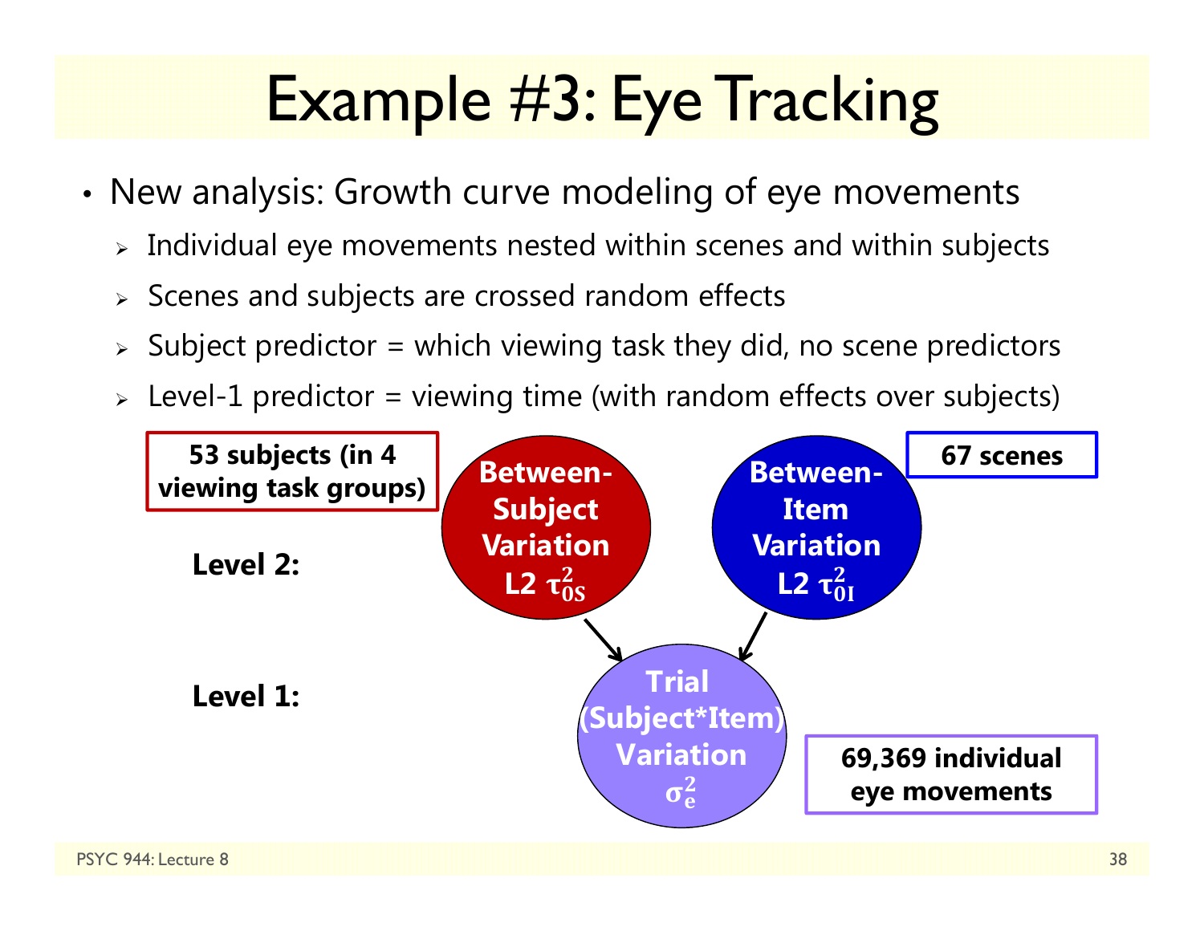# Example #3: Eye Tracking

- New analysis: Growth curve modeling of eye movements
  - Individual eye movements nested within scenes and within subjects
  - Scenes and subjects are crossed random effects
  - Subject predictor = which viewing task they did, no scene predictors
  - Level-1 predictor = viewing time (with random effects over subjects)

**53 subjects (in 4 viewing task groups)**

**Level 2:**

**Between-Subject Variation L2 $\tau^2_{0S}$**

**Between-Item Variation L2 $\tau^2_{0I}$**

**67 scenes**

**Level 1:**

**Trial (Subject*Item) Variation $\sigma^2_e$**

**69,369 individual eye movements**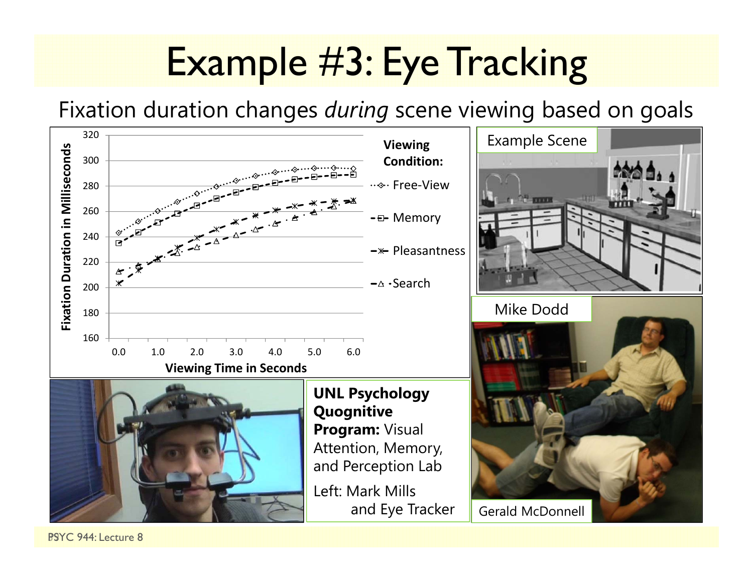# Example #3: Eye Tracking

Fixation duration changes *during* scene viewing based on goals

**UNL Psychology Quognitive Program:** Visual Attention, Memory, and Perception Lab

Left: Mark Mills and Eye Tracker

Example Scene

Mike Dodd

Gerald McDonnell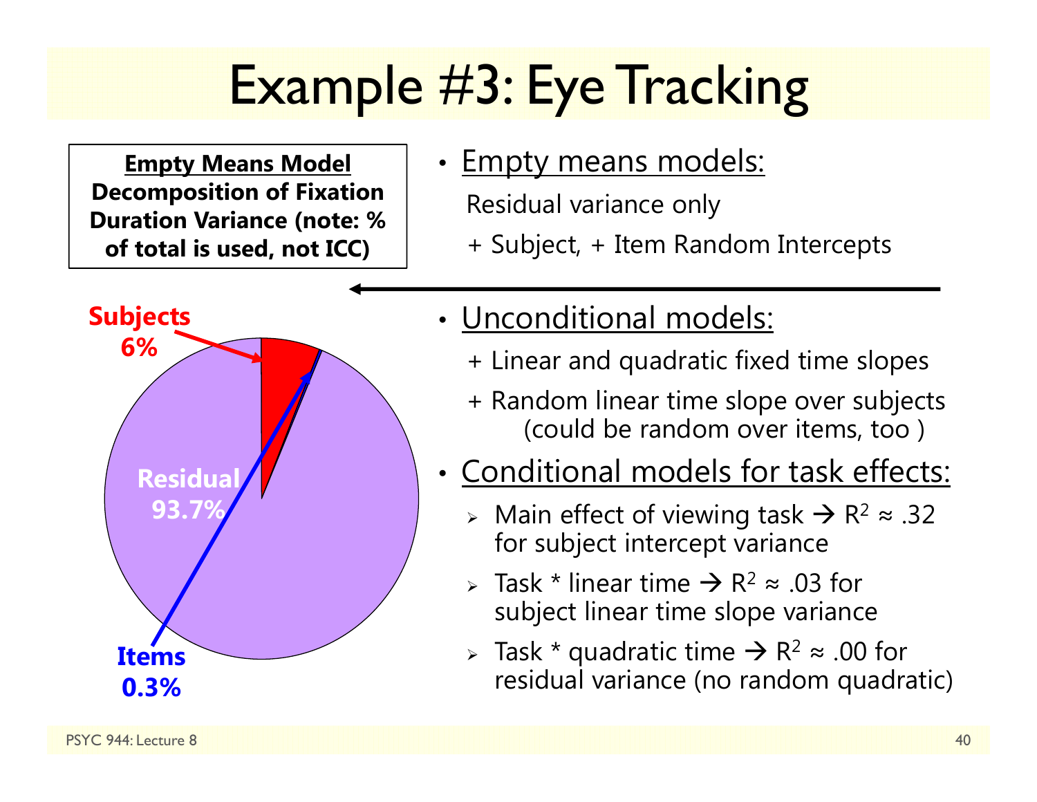# Example #3: Eye Tracking

**Empty Means Model Decomposition of Fixation Duration Variance (note: % of total is used, not ICC)**

Subjects 6%

Residual 93.7%

Items 0.3%

- Empty means models:
  - Residual variance only
  - + Subject, + Item Random Intercepts
- Unconditional models:
  - + Linear and quadratic fixed time slopes
  - + Random linear time slope over subjects (could be random over items, too )
- Conditional models for task effects:
  - Main effect of viewing task → $R^2 \approx .32$ for subject intercept variance
  - Task * linear time → $R^2 \approx .03$ for subject linear time slope variance
  - Task * quadratic time → $R^2 \approx .00$ for residual variance (no random quadratic)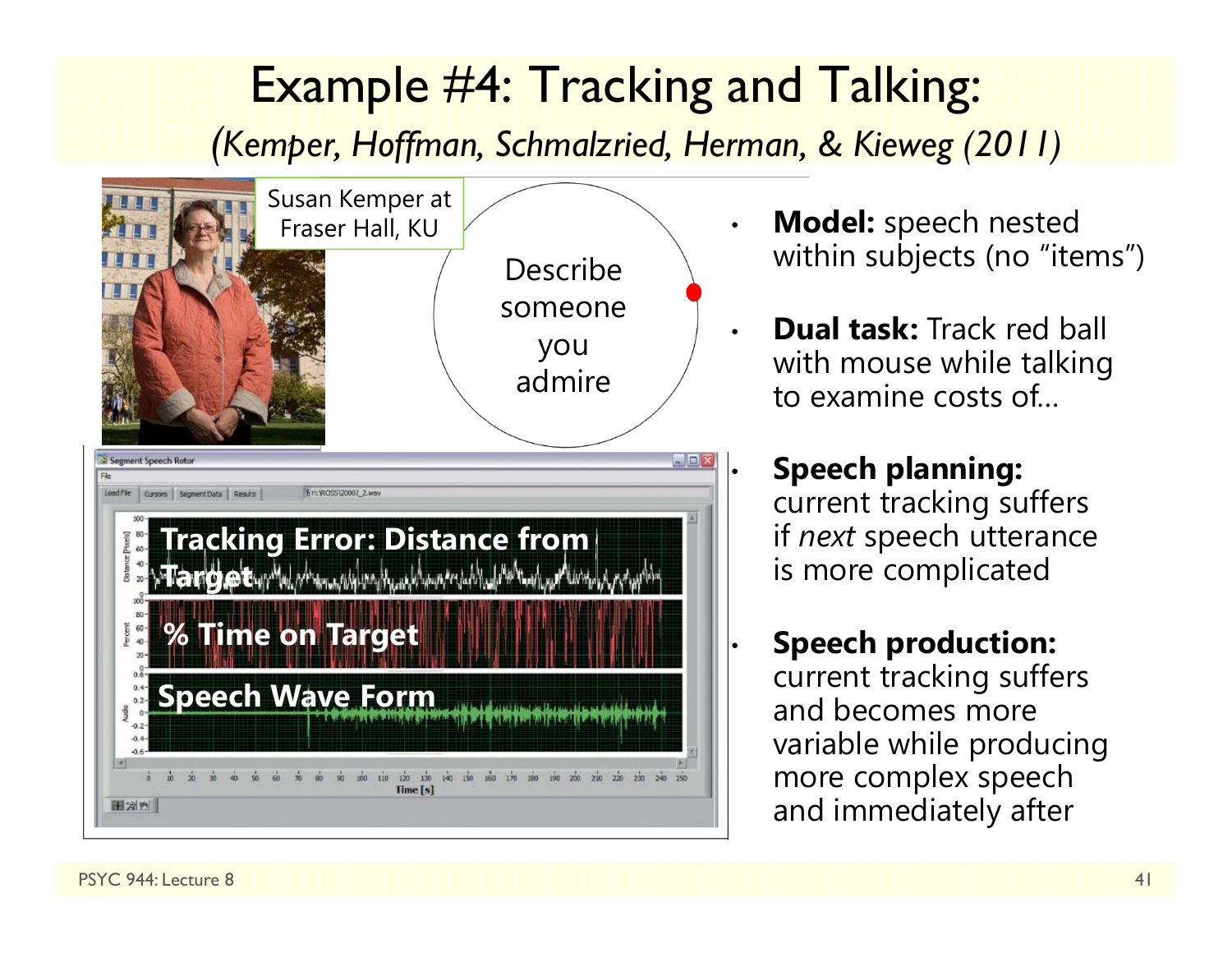# Example #4: Tracking and Talking:

*(Kemper, Hoffman, Schmalzried, Herman, & Kieweg (2011)*

Susan Kemper at Fraser Hall, KU

Describe someone you admire

Tracking Error: Distance from Target

% Time on Target

Speech Wave Form

- **Model:** speech nested within subjects (no "items")
- **Dual task:** Track red ball with mouse while talking to examine costs of…
- **Speech planning:** current tracking suffers if *next* speech utterance is more complicated
- **Speech production:** current tracking suffers and becomes more variable while producing more complex speech and immediately after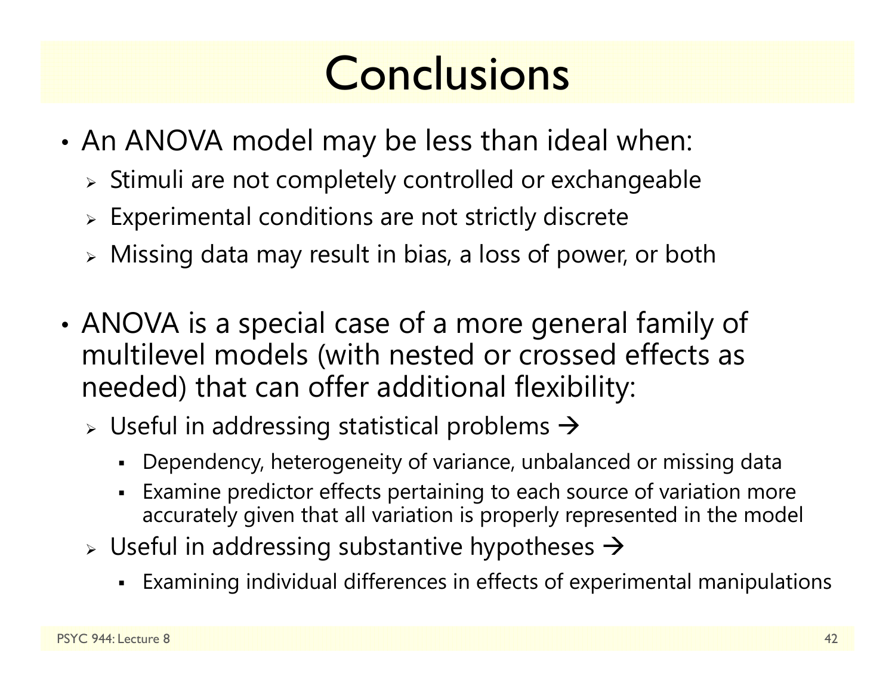# Conclusions

- An ANOVA model may be less than ideal when:
  - Stimuli are not completely controlled or exchangeable
  - Experimental conditions are not strictly discrete
  - Missing data may result in bias, a loss of power, or both

- ANOVA is a special case of a more general family of multilevel models (with nested or crossed effects as needed) that can offer additional flexibility:
  - Useful in addressing statistical problems →
    - Dependency, heterogeneity of variance, unbalanced or missing data
    - Examine predictor effects pertaining to each source of variation more accurately given that all variation is properly represented in the model
  - Useful in addressing substantive hypotheses →
    - Examining individual differences in effects of experimental manipulations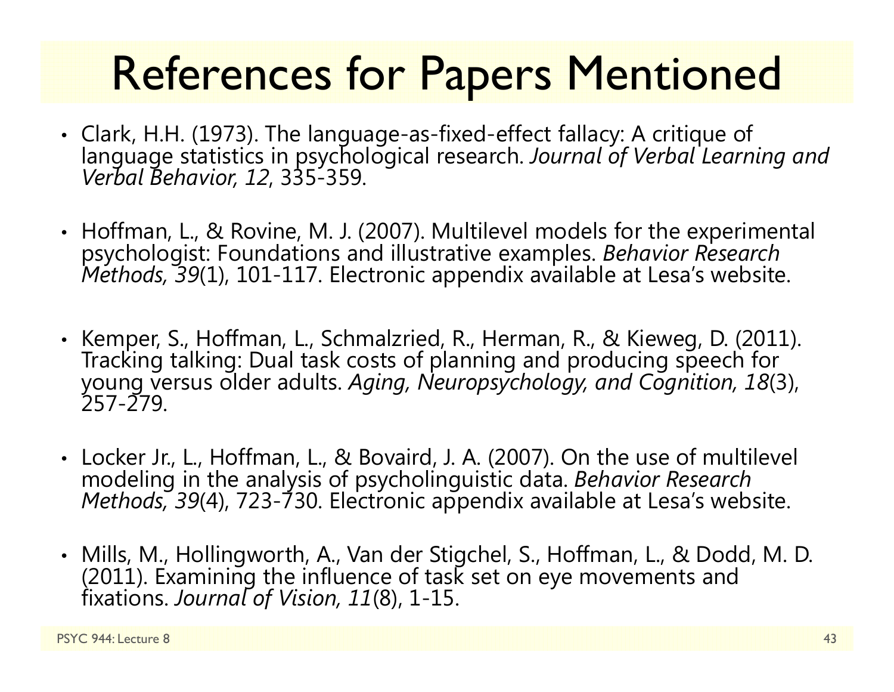# References for Papers Mentioned

- Clark, H.H. (1973). The language-as-fixed-effect fallacy: A critique of language statistics in psychological research. *Journal of Verbal Learning and Verbal Behavior, 12*, 335-359.

- Hoffman, L., & Rovine, M. J. (2007). Multilevel models for the experimental psychologist: Foundations and illustrative examples. *Behavior Research Methods, 39*(1), 101-117. Electronic appendix available at Lesa's website.

- Kemper, S., Hoffman, L., Schmalzried, R., Herman, R., & Kieweg, D. (2011). Tracking talking: Dual task costs of planning and producing speech for young versus older adults. *Aging, Neuropsychology, and Cognition, 18*(3), 257-279.

- Locker Jr., L., Hoffman, L., & Bovaird, J. A. (2007). On the use of multilevel modeling in the analysis of psycholinguistic data. *Behavior Research Methods, 39*(4), 723-730. Electronic appendix available at Lesa's website.

- Mills, M., Hollingworth, A., Van der Stigchel, S., Hoffman, L., & Dodd, M. D. (2011). Examining the influence of task set on eye movements and fixations. *Journal of Vision, 11*(8), 1-15.